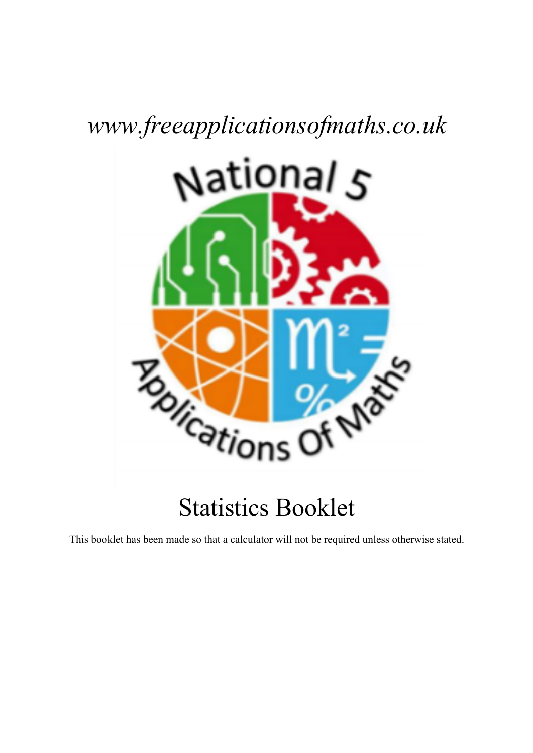*www.freeapplicationsofmaths.co.uk*

National 5

Applications Of Maths

# Statistics Booklet

This booklet has been made so that a calculator will not be required unless otherwise stated.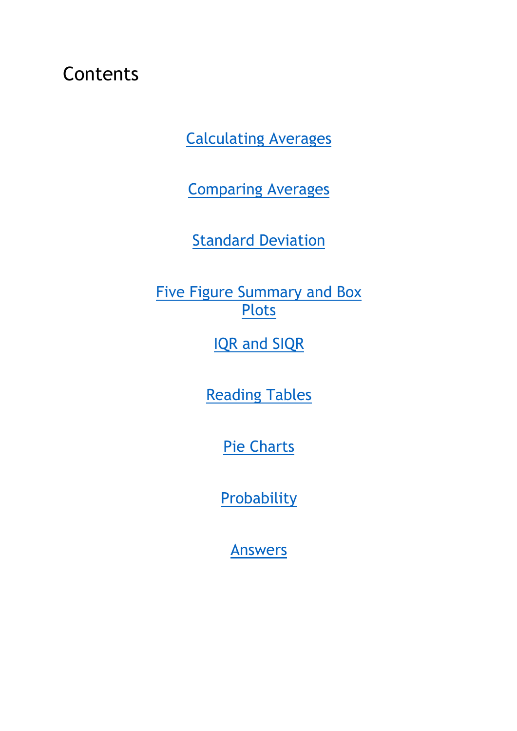# Contents

Calculating Averages

Comparing Averages

Standard Deviation

Five Figure Summary and Box Plots

IQR and SIQR

Reading Tables

Pie Charts

Probability

Answers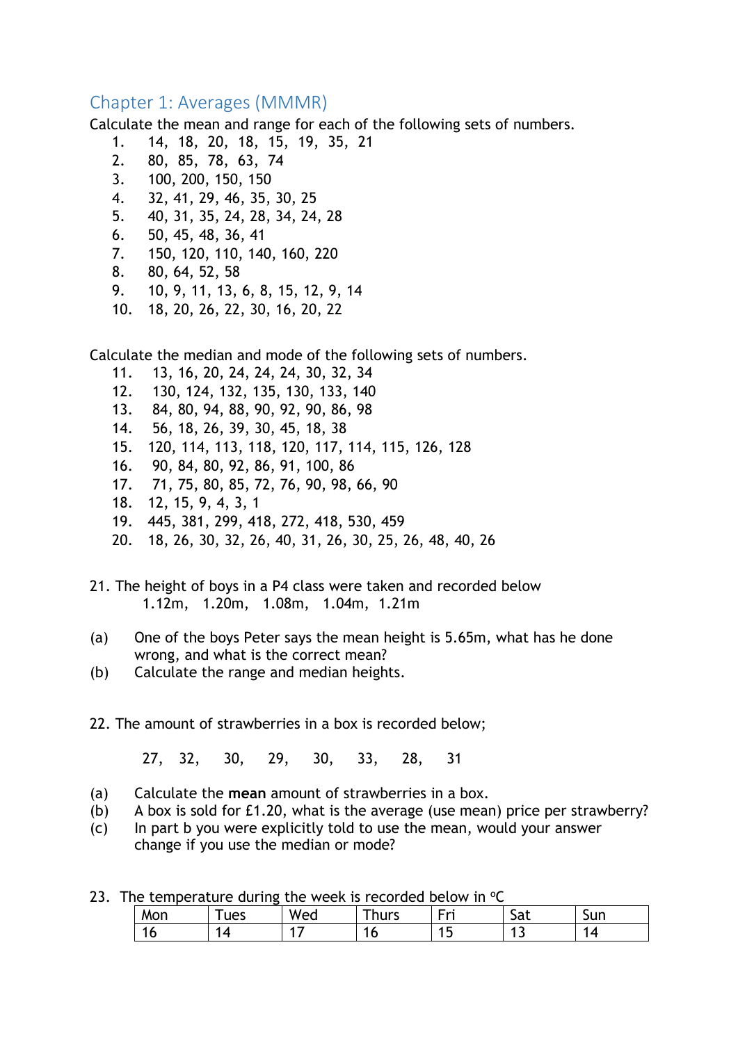## Chapter 1: Averages (MMMR)

Calculate the mean and range for each of the following sets of numbers.

1. 14, 18, 20, 18, 15, 19, 35, 21
2. 80, 85, 78, 63, 74
3. 100, 200, 150, 150
4. 32, 41, 29, 46, 35, 30, 25
5. 40, 31, 35, 24, 28, 34, 24, 28
6. 50, 45, 48, 36, 41
7. 150, 120, 110, 140, 160, 220
8. 80, 64, 52, 58
9. 10, 9, 11, 13, 6, 8, 15, 12, 9, 14
10. 18, 20, 26, 22, 30, 16, 20, 22

Calculate the median and mode of the following sets of numbers.

11. 13, 16, 20, 24, 24, 24, 30, 32, 34
12. 130, 124, 132, 135, 130, 133, 140
13. 84, 80, 94, 88, 90, 92, 90, 86, 98
14. 56, 18, 26, 39, 30, 45, 18, 38
15. 120, 114, 113, 118, 120, 117, 114, 115, 126, 128
16. 90, 84, 80, 92, 86, 91, 100, 86
17. 71, 75, 80, 85, 72, 76, 90, 98, 66, 90
18. 12, 15, 9, 4, 3, 1
19. 445, 381, 299, 418, 272, 418, 530, 459
20. 18, 26, 30, 32, 26, 40, 31, 26, 30, 25, 26, 48, 40, 26

21. The height of boys in a P4 class were taken and recorded below

    1.12m, 1.20m, 1.08m, 1.04m, 1.21m

(a) One of the boys Peter says the mean height is 5.65m, what has he done wrong, and what is the correct mean?

(b) Calculate the range and median heights.

22. The amount of strawberries in a box is recorded below;

    27, 32, 30, 29, 30, 33, 28, 31

(a) Calculate the **mean** amount of strawberries in a box.

(b) A box is sold for £1.20, what is the average (use mean) price per strawberry?

(c) In part b you were explicitly told to use the mean, would your answer change if you use the median or mode?

23. The temperature during the week is recorded below in $^{o}$C

| Mon | Tues | Wed | Thurs | Fri | Sat | Sun |
|---|---|---|---|---|---|---|
| 16 | 14 | 17 | 16 | 15 | 13 | 14 |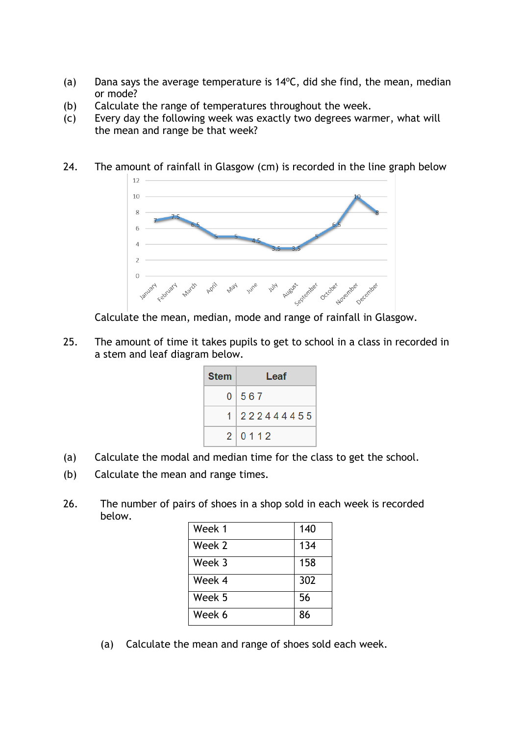(a) Dana says the average temperature is 14ºC, did she find, the mean, median or mode?

(b) Calculate the range of temperatures throughout the week.

(c) Every day the following week was exactly two degrees warmer, what will the mean and range be that week?

24. The amount of rainfall in Glasgow (cm) is recorded in the line graph below

| Month | Rainfall (cm) |
|---|---|
| January | 7 |
| February | 7.5 |
| March | 6.5 |
| April | 5 |
| May | 5 |
| June | 4.5 |
| July | 3.5 |
| August | 3.5 |
| September | 5 |
| October | 6.5 |
| November | 10 |
| December | 8 |

Calculate the mean, median, mode and range of rainfall in Glasgow.

25. The amount of time it takes pupils to get to school in a class in recorded in a stem and leaf diagram below.

| Stem | Leaf |
|---|---|
| 0 | 5 6 7 |
| 1 | 2 2 2 4 4 4 4 5 5 |
| 2 | 0 1 1 2 |

(a) Calculate the modal and median time for the class to get the school.

(b) Calculate the mean and range times.

26. The number of pairs of shoes in a shop sold in each week is recorded below.

| | |
|---|---|
| Week 1 | 140 |
| Week 2 | 134 |
| Week 3 | 158 |
| Week 4 | 302 |
| Week 5 | 56 |
| Week 6 | 86 |

(a) Calculate the mean and range of shoes sold each week.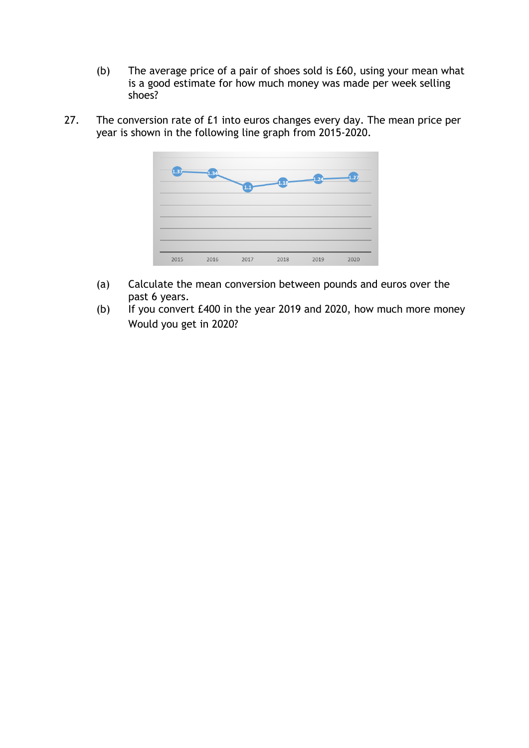(b) The average price of a pair of shoes sold is £60, using your mean what is a good estimate for how much money was made per week selling shoes?

27. The conversion rate of £1 into euros changes every day. The mean price per year is shown in the following line graph from 2015-2020.

| Year | 2015 | 2016 | 2017 | 2018 | 2019 | 2020 |
|---|---|---|---|---|---|---|
| Rate | 1.37 | 1.34 | 1.1 | 1.18 | 1.24 | 1.27 |

(a) Calculate the mean conversion between pounds and euros over the past 6 years.

(b) If you convert £400 in the year 2019 and 2020, how much more money Would you get in 2020?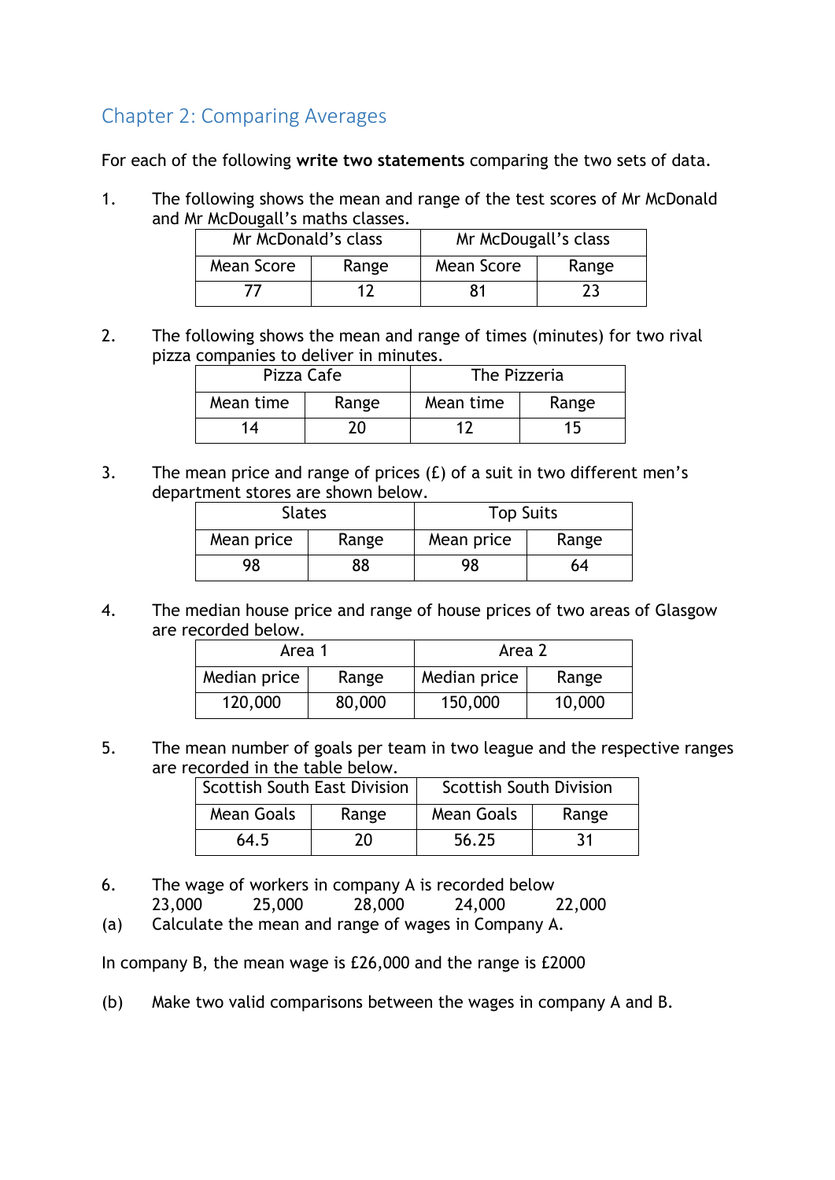## Chapter 2: Comparing Averages

For each of the following **write two statements** comparing the two sets of data.

1. The following shows the mean and range of the test scores of Mr McDonald and Mr McDougall's maths classes.

| Mr McDonald's class | | Mr McDougall's class | |
|---|---|---|---|
| Mean Score | Range | Mean Score | Range |
| 77 | 12 | 81 | 23 |

2. The following shows the mean and range of times (minutes) for two rival pizza companies to deliver in minutes.

| Pizza Cafe | | The Pizzeria | |
|---|---|---|---|
| Mean time | Range | Mean time | Range |
| 14 | 20 | 12 | 15 |

3. The mean price and range of prices (£) of a suit in two different men's department stores are shown below.

| Slates | | Top Suits | |
|---|---|---|---|
| Mean price | Range | Mean price | Range |
| 98 | 88 | 98 | 64 |

4. The median house price and range of house prices of two areas of Glasgow are recorded below.

| Area 1 | | Area 2 | |
|---|---|---|---|
| Median price | Range | Median price | Range |
| 120,000 | 80,000 | 150,000 | 10,000 |

5. The mean number of goals per team in two league and the respective ranges are recorded in the table below.

| Scottish South East Division | | Scottish South Division | |
|---|---|---|---|
| Mean Goals | Range | Mean Goals | Range |
| 64.5 | 20 | 56.25 | 31 |

6. The wage of workers in company A is recorded below
   23,000  25,000  28,000  24,000  22,000

(a) Calculate the mean and range of wages in Company A.

In company B, the mean wage is £26,000 and the range is £2000

(b) Make two valid comparisons between the wages in company A and B.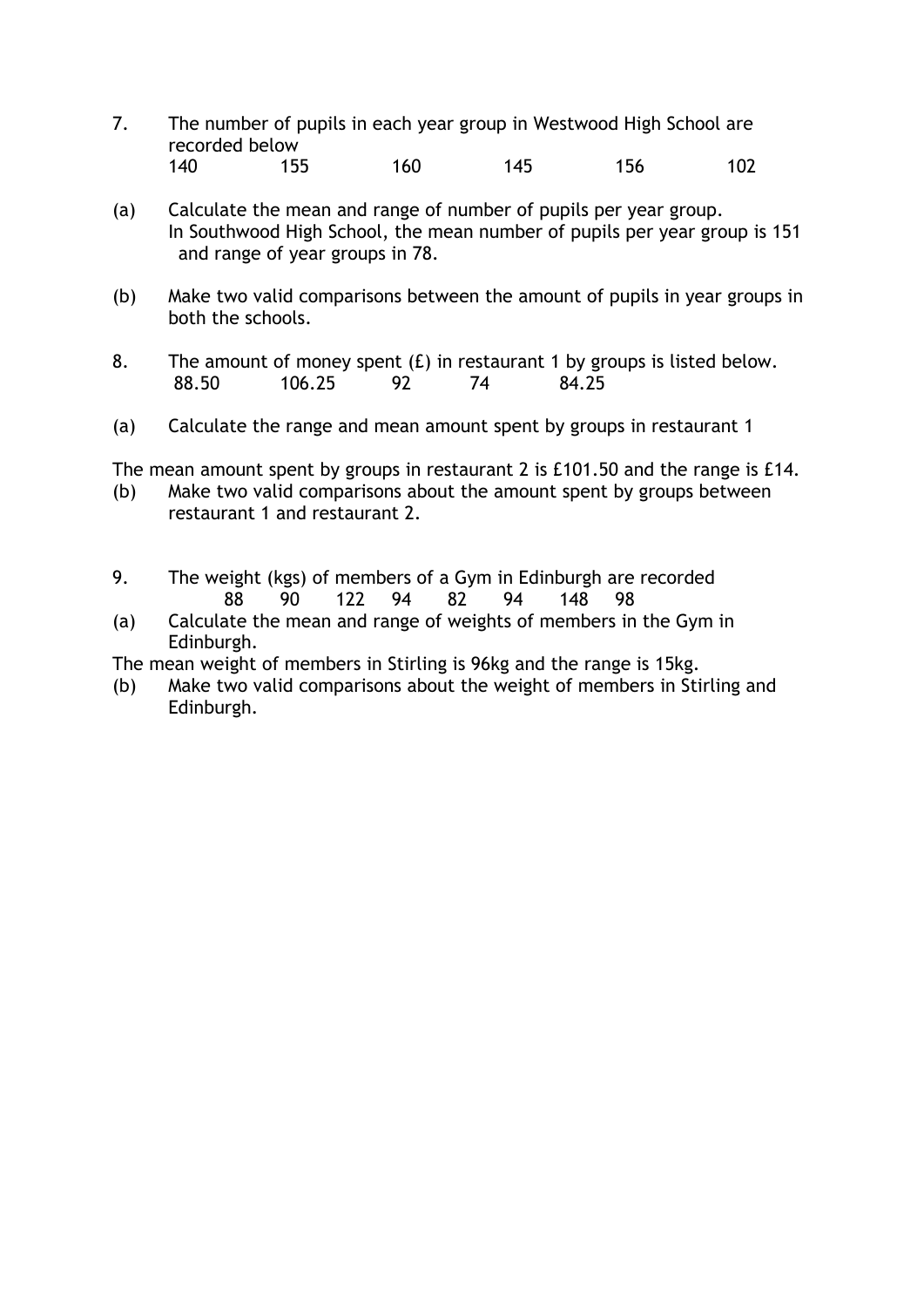7. The number of pupils in each year group in Westwood High School are recorded below

| 140 | 155 | 160 | 145 | 156 | 102 |
|---|---|---|---|---|---|

(a) Calculate the mean and range of number of pupils per year group.
In Southwood High School, the mean number of pupils per year group is 151 and range of year groups in 78.

(b) Make two valid comparisons between the amount of pupils in year groups in both the schools.

8. The amount of money spent (£) in restaurant 1 by groups is listed below.

| 88.50 | 106.25 | 92 | 74 | 84.25 |
|---|---|---|---|---|

(a) Calculate the range and mean amount spent by groups in restaurant 1

The mean amount spent by groups in restaurant 2 is £101.50 and the range is £14.

(b) Make two valid comparisons about the amount spent by groups between restaurant 1 and restaurant 2.

9. The weight (kgs) of members of a Gym in Edinburgh are recorded

| 88 | 90 | 122 | 94 | 82 | 94 | 148 | 98 |
|---|---|---|---|---|---|---|---|

(a) Calculate the mean and range of weights of members in the Gym in Edinburgh.

The mean weight of members in Stirling is 96kg and the range is 15kg.

(b) Make two valid comparisons about the weight of members in Stirling and Edinburgh.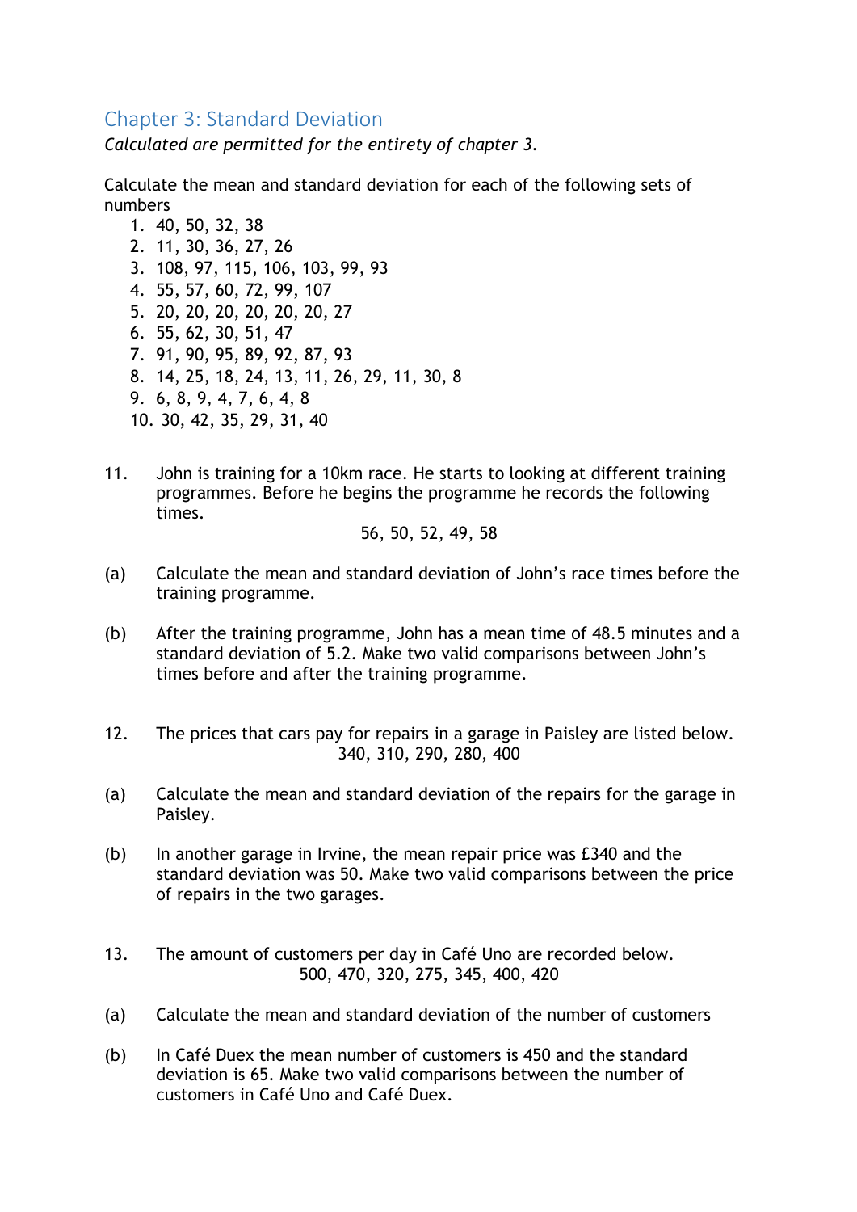## Chapter 3: Standard Deviation

*Calculated are permitted for the entirety of chapter 3.*

Calculate the mean and standard deviation for each of the following sets of numbers

1. 40, 50, 32, 38
2. 11, 30, 36, 27, 26
3. 108, 97, 115, 106, 103, 99, 93
4. 55, 57, 60, 72, 99, 107
5. 20, 20, 20, 20, 20, 20, 27
6. 55, 62, 30, 51, 47
7. 91, 90, 95, 89, 92, 87, 93
8. 14, 25, 18, 24, 13, 11, 26, 29, 11, 30, 8
9. 6, 8, 9, 4, 7, 6, 4, 8
10. 30, 42, 35, 29, 31, 40

11. John is training for a 10km race. He starts to looking at different training programmes. Before he begins the programme he records the following times.

56, 50, 52, 49, 58

(a) Calculate the mean and standard deviation of John's race times before the training programme.

(b) After the training programme, John has a mean time of 48.5 minutes and a standard deviation of 5.2. Make two valid comparisons between John's times before and after the training programme.

12. The prices that cars pay for repairs in a garage in Paisley are listed below.

340, 310, 290, 280, 400

(a) Calculate the mean and standard deviation of the repairs for the garage in Paisley.

(b) In another garage in Irvine, the mean repair price was £340 and the standard deviation was 50. Make two valid comparisons between the price of repairs in the two garages.

13. The amount of customers per day in Café Uno are recorded below.

500, 470, 320, 275, 345, 400, 420

(a) Calculate the mean and standard deviation of the number of customers

(b) In Café Duex the mean number of customers is 450 and the standard deviation is 65. Make two valid comparisons between the number of customers in Café Uno and Café Duex.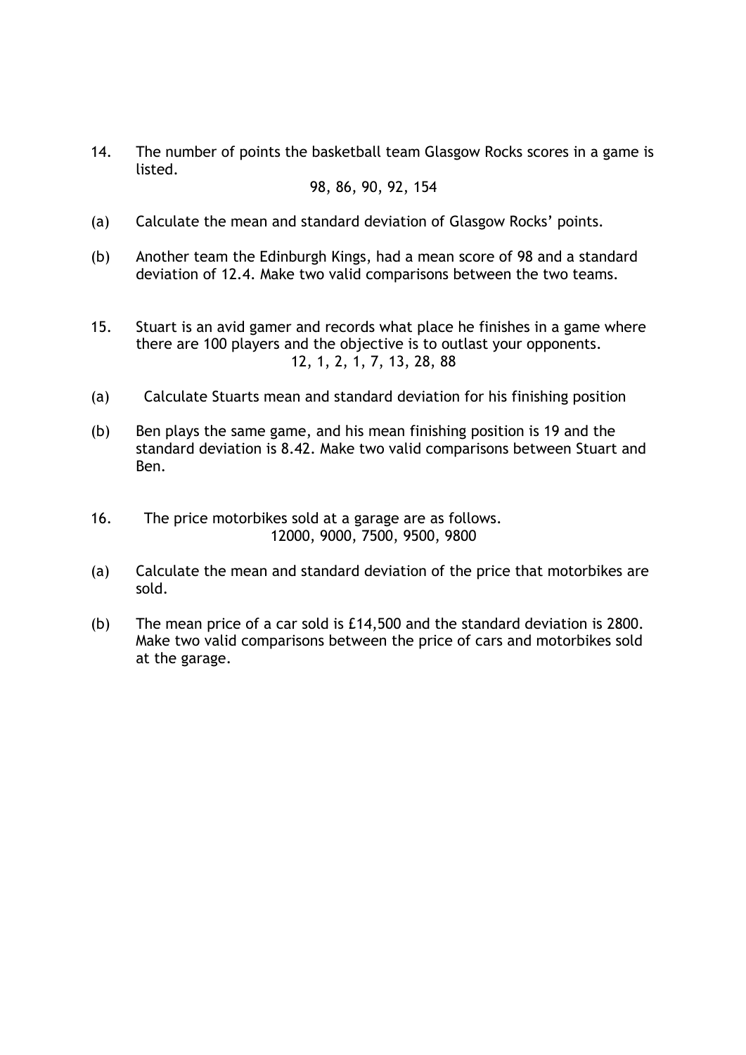14. The number of points the basketball team Glasgow Rocks scores in a game is listed.

98, 86, 90, 92, 154

(a) Calculate the mean and standard deviation of Glasgow Rocks' points.

(b) Another team the Edinburgh Kings, had a mean score of 98 and a standard deviation of 12.4. Make two valid comparisons between the two teams.

15. Stuart is an avid gamer and records what place he finishes in a game where there are 100 players and the objective is to outlast your opponents.

12, 1, 2, 1, 7, 13, 28, 88

(a) Calculate Stuarts mean and standard deviation for his finishing position

(b) Ben plays the same game, and his mean finishing position is 19 and the standard deviation is 8.42. Make two valid comparisons between Stuart and Ben.

16. The price motorbikes sold at a garage are as follows.

12000, 9000, 7500, 9500, 9800

(a) Calculate the mean and standard deviation of the price that motorbikes are sold.

(b) The mean price of a car sold is £14,500 and the standard deviation is 2800. Make two valid comparisons between the price of cars and motorbikes sold at the garage.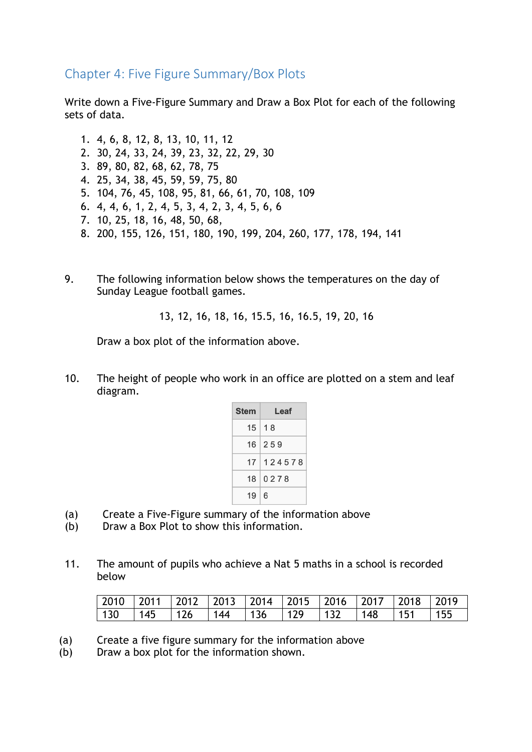## Chapter 4: Five Figure Summary/Box Plots

Write down a Five-Figure Summary and Draw a Box Plot for each of the following sets of data.

1. 4, 6, 8, 12, 8, 13, 10, 11, 12
2. 30, 24, 33, 24, 39, 23, 32, 22, 29, 30
3. 89, 80, 82, 68, 62, 78, 75
4. 25, 34, 38, 45, 59, 59, 75, 80
5. 104, 76, 45, 108, 95, 81, 66, 61, 70, 108, 109
6. 4, 4, 6, 1, 2, 4, 5, 3, 4, 2, 3, 4, 5, 6, 6
7. 10, 25, 18, 16, 48, 50, 68,
8. 200, 155, 126, 151, 180, 190, 199, 204, 260, 177, 178, 194, 141

9. The following information below shows the temperatures on the day of Sunday League football games.

   13, 12, 16, 18, 16, 15.5, 16, 16.5, 19, 20, 16

   Draw a box plot of the information above.

10. The height of people who work in an office are plotted on a stem and leaf diagram.

| Stem | Leaf |
|---|---|
| 15 | 1 8 |
| 16 | 2 5 9 |
| 17 | 1 2 4 5 7 8 |
| 18 | 0 2 7 8 |
| 19 | 6 |

(a) Create a Five-Figure summary of the information above
(b) Draw a Box Plot to show this information.

11. The amount of pupils who achieve a Nat 5 maths in a school is recorded below

| 2010 | 2011 | 2012 | 2013 | 2014 | 2015 | 2016 | 2017 | 2018 | 2019 |
|---|---|---|---|---|---|---|---|---|---|
| 130 | 145 | 126 | 144 | 136 | 129 | 132 | 148 | 151 | 155 |

(a) Create a five figure summary for the information above
(b) Draw a box plot for the information shown.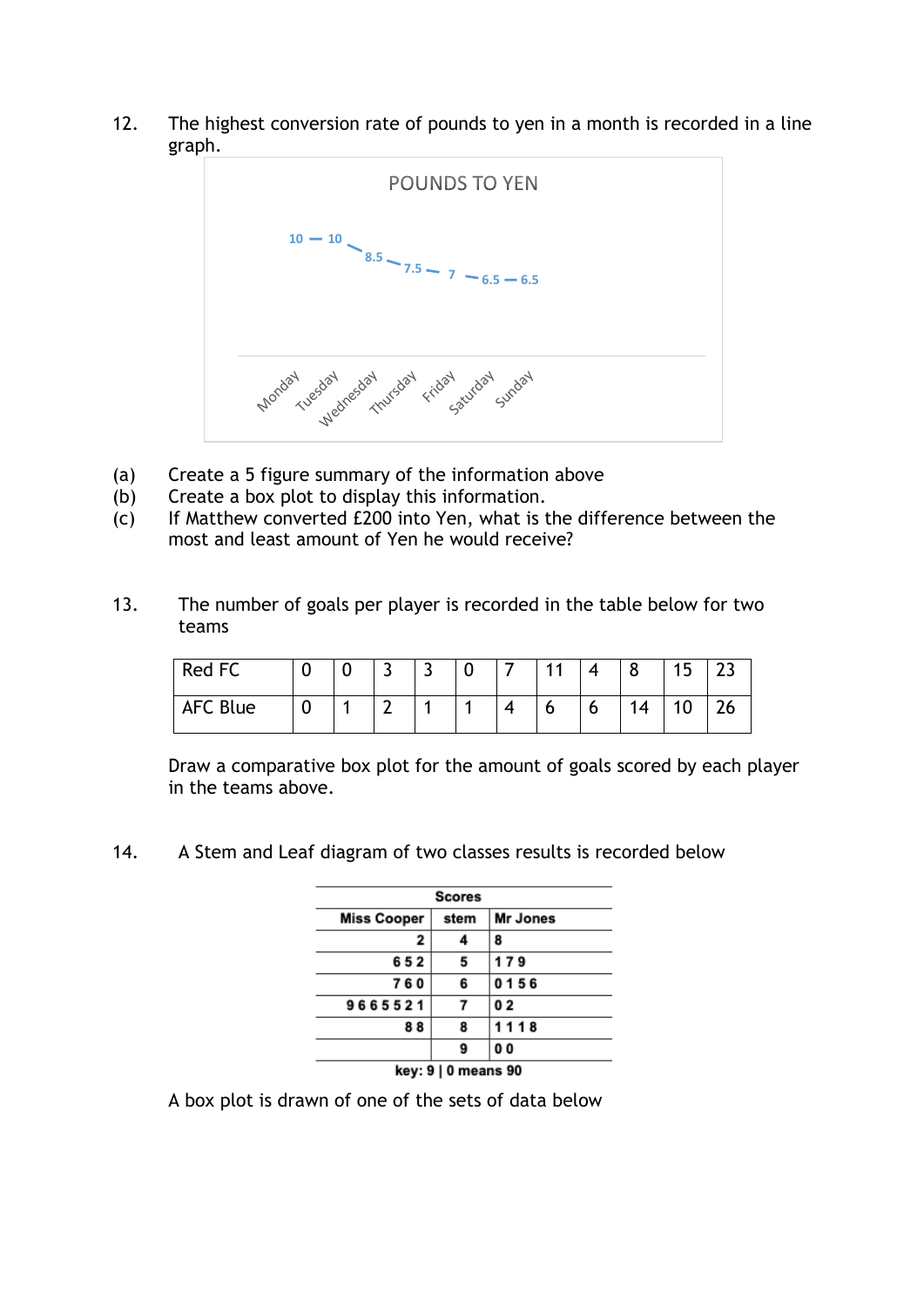12. The highest conversion rate of pounds to yen in a month is recorded in a line graph.

POUNDS TO YEN

| Monday | Tuesday | Wednesday | Thursday | Friday | Saturday | Sunday |
|---|---|---|---|---|---|---|
| 10 | 10 | 8.5 | 7.5 | 7 | 6.5 | 6.5 |

(a) Create a 5 figure summary of the information above

(b) Create a box plot to display this information.

(c) If Matthew converted £200 into Yen, what is the difference between the most and least amount of Yen he would receive?

13. The number of goals per player is recorded in the table below for two teams

| Red FC | 0 | 0 | 3 | 3 | 0 | 7 | 11 | 4 | 8 | 15 | 23 |
|---|---|---|---|---|---|---|---|---|---|---|---|
| AFC Blue | 0 | 1 | 2 | 1 | 1 | 4 | 6 | 6 | 14 | 10 | 26 |

Draw a comparative box plot for the amount of goals scored by each player in the teams above.

14. A Stem and Leaf diagram of two classes results is recorded below

| Scores | | |
|---|---|---|
| **Miss Cooper** | **stem** | **Mr Jones** |
| 2 | 4 | 8 |
| 6 5 2 | 5 | 1 7 9 |
| 7 6 0 | 6 | 0 1 5 6 |
| 9 6 6 5 5 2 1 | 7 | 0 2 |
| 8 8 | 8 | 1 1 1 8 |
| | 9 | 0 0 |

key: 9 | 0 means 90

A box plot is drawn of one of the sets of data below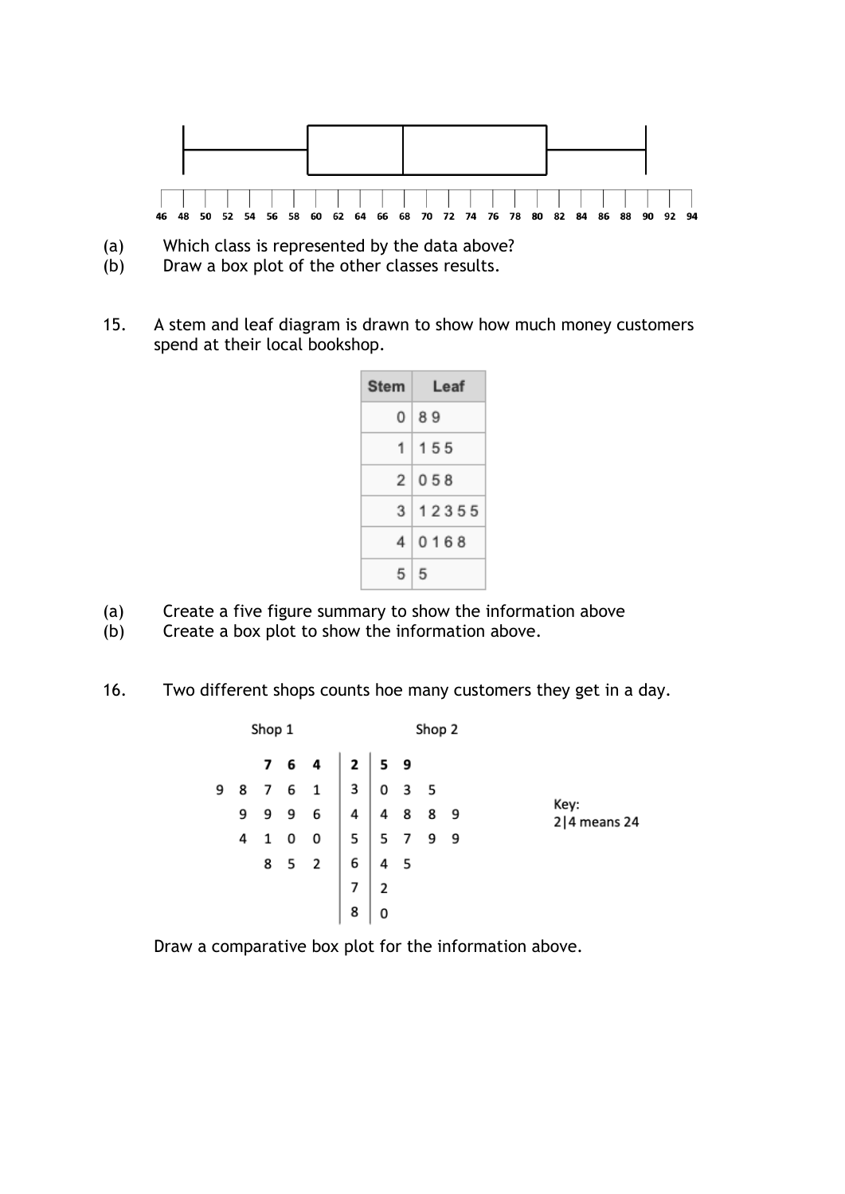46 48 50 52 54 56 58 60 62 64 66 68 70 72 74 76 78 80 82 84 86 88 90 92 94

(a) Which class is represented by the data above?

(b) Draw a box plot of the other classes results.

15. A stem and leaf diagram is drawn to show how much money customers spend at their local bookshop.

| Stem | Leaf |
|---|---|
| 0 | 8 9 |
| 1 | 1 5 5 |
| 2 | 0 5 8 |
| 3 | 1 2 3 5 5 |
| 4 | 0 1 6 8 |
| 5 | 5 |

(a) Create a five figure summary to show the information above

(b) Create a box plot to show the information above.

16. Two different shops counts hoe many customers they get in a day.

| Shop 1 | | Shop 2 |
|---|---|---|
| 7 6 4 | 2 | 5 9 |
| 9 8 7 6 1 | 3 | 0 3 5 |
| 9 9 9 6 | 4 | 4 8 8 9 |
| 4 1 0 0 | 5 | 5 7 9 9 |
| 8 5 2 | 6 | 4 5 |
| | 7 | 2 |
| | 8 | 0 |

Key:
2|4 means 24

Draw a comparative box plot for the information above.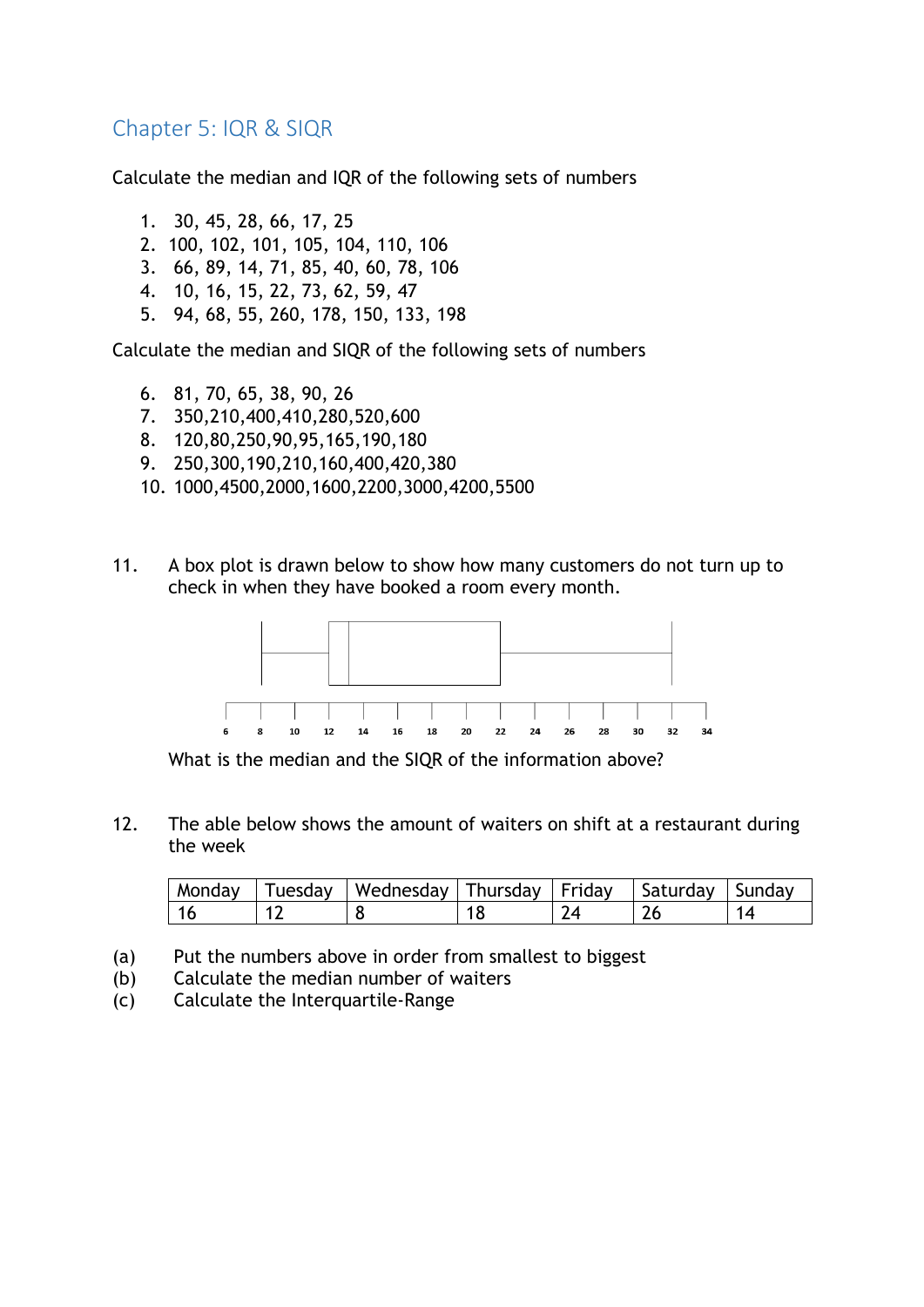## Chapter 5: IQR & SIQR

Calculate the median and IQR of the following sets of numbers

1. 30, 45, 28, 66, 17, 25
2. 100, 102, 101, 105, 104, 110, 106
3. 66, 89, 14, 71, 85, 40, 60, 78, 106
4. 10, 16, 15, 22, 73, 62, 59, 47
5. 94, 68, 55, 260, 178, 150, 133, 198

Calculate the median and SIQR of the following sets of numbers

6. 81, 70, 65, 38, 90, 26
7. 350,210,400,410,280,520,600
8. 120,80,250,90,95,165,190,180
9. 250,300,190,210,160,400,420,380
10. 1000,4500,2000,1600,2200,3000,4200,5500

11. A box plot is drawn below to show how many customers do not turn up to check in when they have booked a room every month.

    6 8 10 12 14 16 18 20 22 24 26 28 30 32 34

    What is the median and the SIQR of the information above?

12. The able below shows the amount of waiters on shift at a restaurant during the week

| Monday | Tuesday | Wednesday | Thursday | Friday | Saturday | Sunday |
|---|---|---|---|---|---|---|
| 16 | 12 | 8 | 18 | 24 | 26 | 14 |

(a) Put the numbers above in order from smallest to biggest

(b) Calculate the median number of waiters

(c) Calculate the Interquartile-Range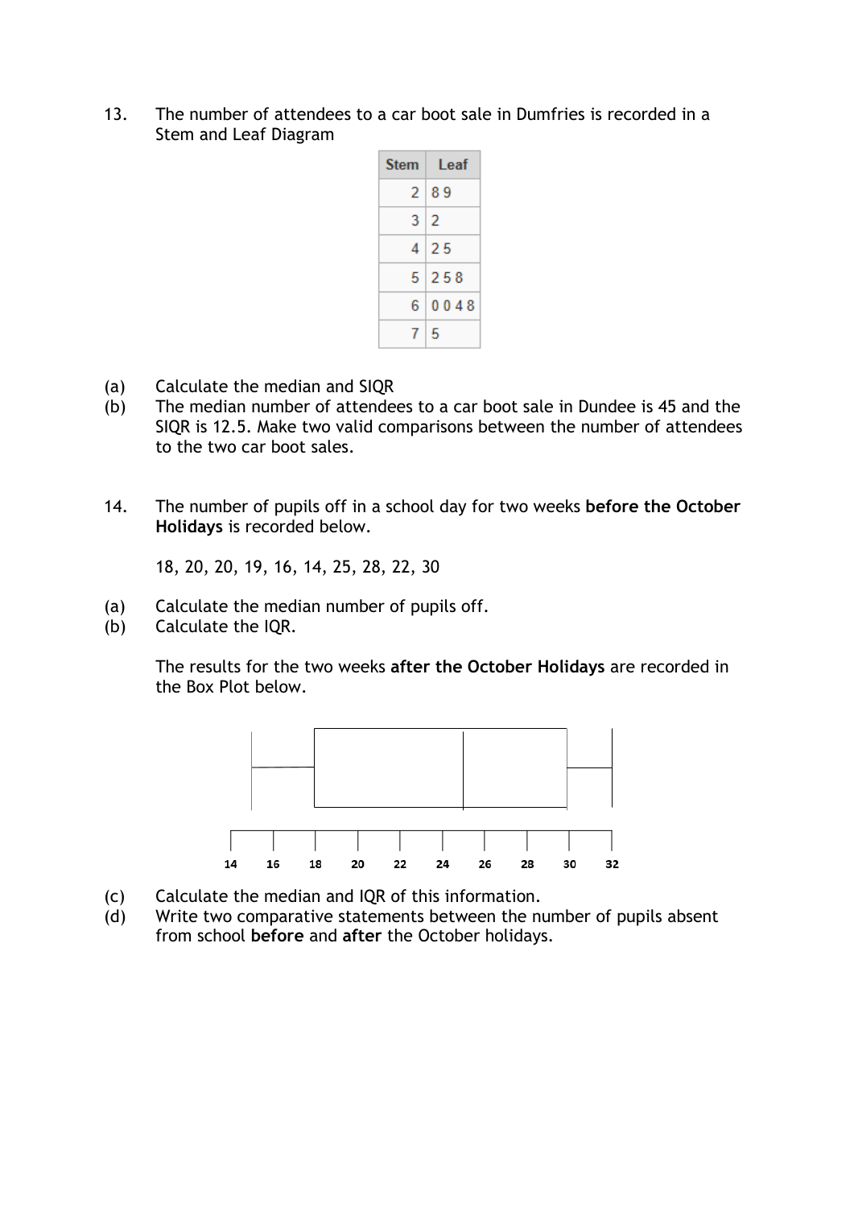13. The number of attendees to a car boot sale in Dumfries is recorded in a Stem and Leaf Diagram

| Stem | Leaf |
|---|---|
| 2 | 8 9 |
| 3 | 2 |
| 4 | 2 5 |
| 5 | 2 5 8 |
| 6 | 0 0 4 8 |
| 7 | 5 |

(a) Calculate the median and SIQR

(b) The median number of attendees to a car boot sale in Dundee is 45 and the SIQR is 12.5. Make two valid comparisons between the number of attendees to the two car boot sales.

14. The number of pupils off in a school day for two weeks **before the October Holidays** is recorded below.

18, 20, 20, 19, 16, 14, 25, 28, 22, 30

(a) Calculate the median number of pupils off.

(b) Calculate the IQR.

The results for the two weeks **after the October Holidays** are recorded in the Box Plot below.

14 16 18 20 22 24 26 28 30 32

(c) Calculate the median and IQR of this information.

(d) Write two comparative statements between the number of pupils absent from school **before** and **after** the October holidays.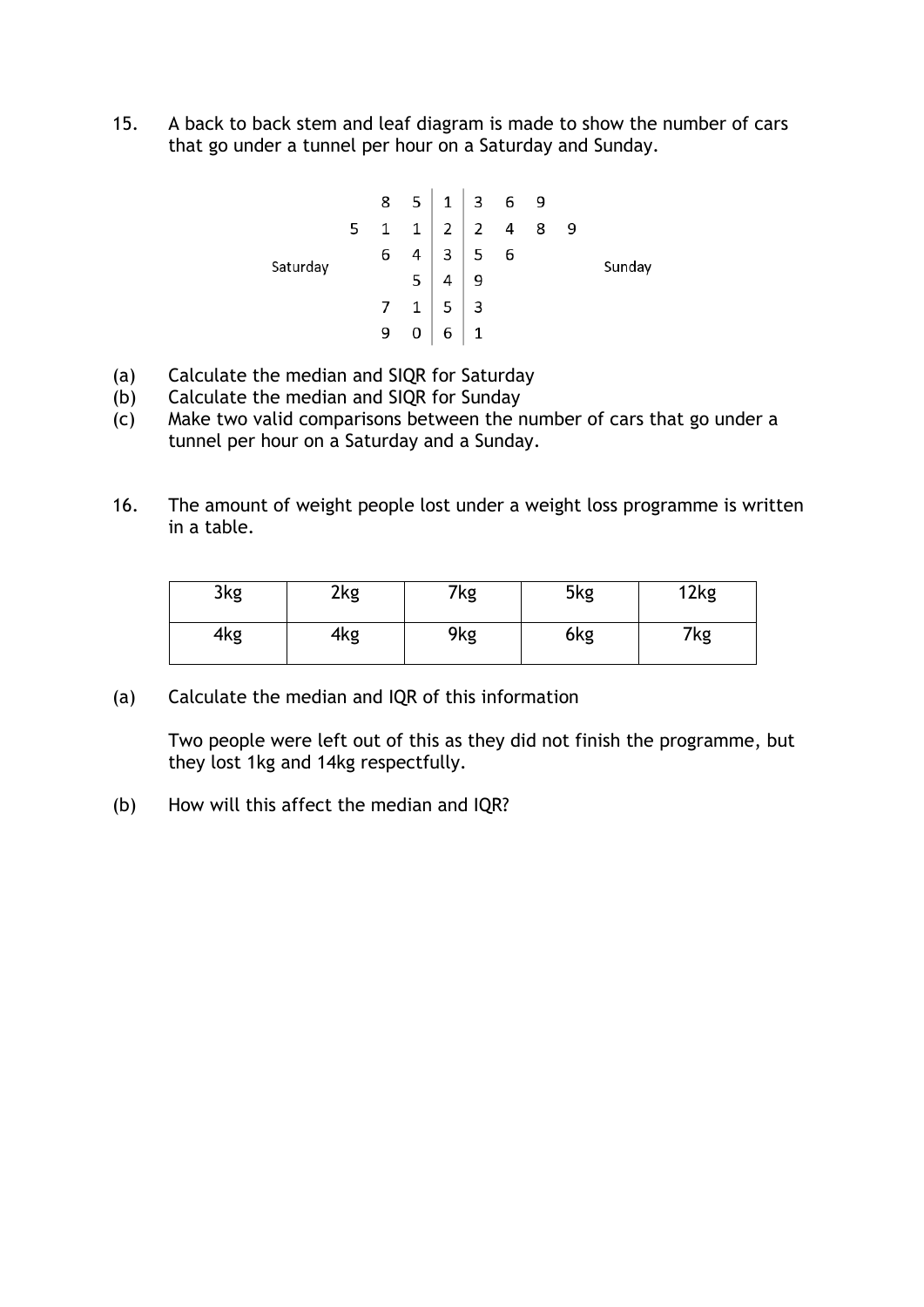15. A back to back stem and leaf diagram is made to show the number of cars that go under a tunnel per hour on a Saturday and Sunday.

| Saturday | | | | Stem | | | | | Sunday |
|---|---|---|---|---|---|---|---|---|---|
| | | 8 | 5 | 1 | 3 | 6 | 9 | | |
| | 5 | 1 | 1 | 2 | 2 | 4 | 8 | 9 | |
| | | 6 | 4 | 3 | 5 | 6 | | | |
| | | | 5 | 4 | 9 | | | | |
| | | 7 | 1 | 5 | 3 | | | | |
| | | 9 | 0 | 6 | 1 | | | | |

(a) Calculate the median and SIQR for Saturday

(b) Calculate the median and SIQR for Sunday

(c) Make two valid comparisons between the number of cars that go under a tunnel per hour on a Saturday and a Sunday.

16. The amount of weight people lost under a weight loss programme is written in a table.

| 3kg | 2kg | 7kg | 5kg | 12kg |
|---|---|---|---|---|
| 4kg | 4kg | 9kg | 6kg | 7kg |

(a) Calculate the median and IQR of this information

Two people were left out of this as they did not finish the programme, but they lost 1kg and 14kg respectfully.

(b) How will this affect the median and IQR?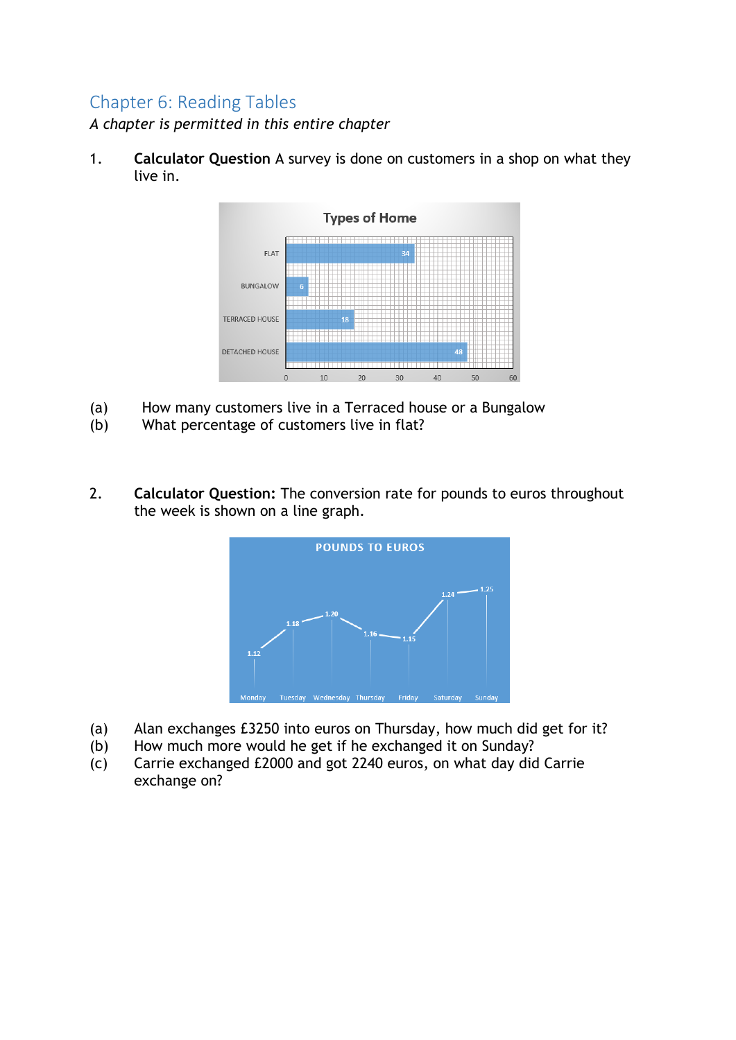## Chapter 6: Reading Tables

*A chapter is permitted in this entire chapter*

1. **Calculator Question** A survey is done on customers in a shop on what they live in.

(a) How many customers live in a Terraced house or a Bungalow

(b) What percentage of customers live in flat?

2. **Calculator Question:** The conversion rate for pounds to euros throughout the week is shown on a line graph.

(a) Alan exchanges £3250 into euros on Thursday, how much did get for it?

(b) How much more would he get if he exchanged it on Sunday?

(c) Carrie exchanged £2000 and got 2240 euros, on what day did Carrie exchange on?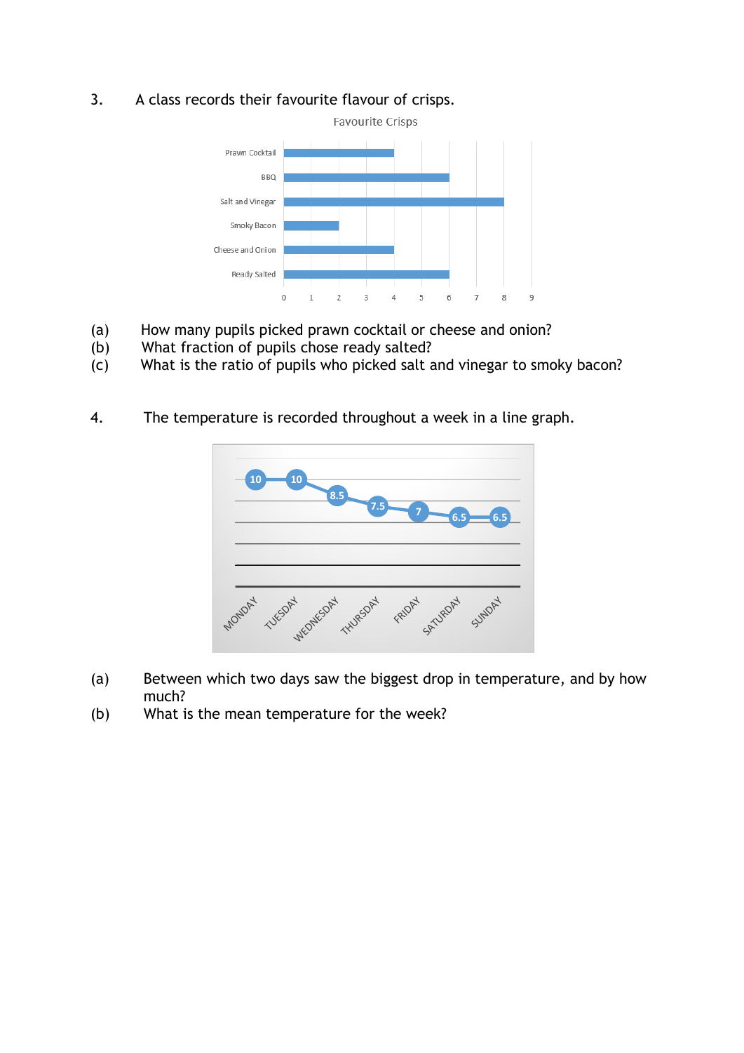3. A class records their favourite flavour of crisps.

Favourite Crisps

| Flavour | Number of pupils |
|---|---|
| Prawn Cocktail | 4 |
| BBQ | 6 |
| Salt and Vinegar | 8 |
| Smoky Bacon | 2 |
| Cheese and Onion | 4 |
| Ready Salted | 6 |

(a) How many pupils picked prawn cocktail or cheese and onion?

(b) What fraction of pupils chose ready salted?

(c) What is the ratio of pupils who picked salt and vinegar to smoky bacon?

4. The temperature is recorded throughout a week in a line graph.

| Day | Temperature |
|---|---|
| MONDAY | 10 |
| TUESDAY | 10 |
| WEDNESDAY | 8.5 |
| THURSDAY | 7.5 |
| FRIDAY | 7 |
| SATURDAY | 6.5 |
| SUNDAY | 6.5 |

(a) Between which two days saw the biggest drop in temperature, and by how much?

(b) What is the mean temperature for the week?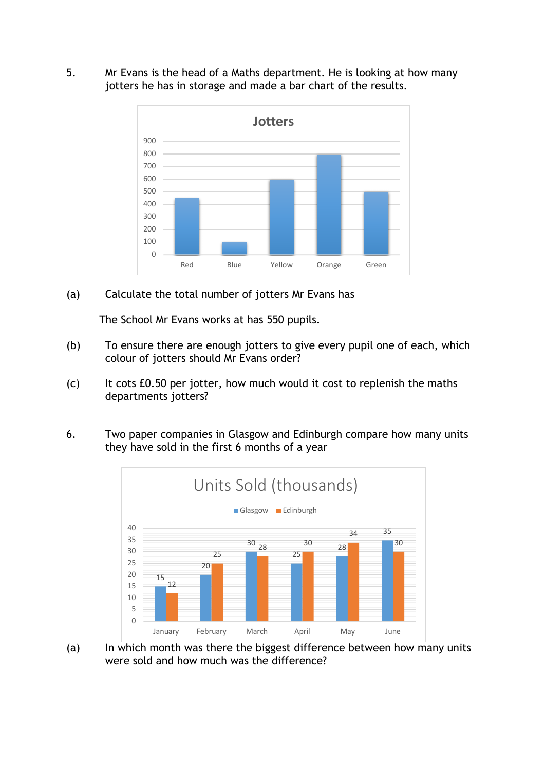5. Mr Evans is the head of a Maths department. He is looking at how many jotters he has in storage and made a bar chart of the results.

**Jotters**

| Colour | Jotters |
|---|---|
| Red | 450 |
| Blue | 100 |
| Yellow | 600 |
| Orange | 800 |
| Green | 500 |

(a) Calculate the total number of jotters Mr Evans has

The School Mr Evans works at has 550 pupils.

(b) To ensure there are enough jotters to give every pupil one of each, which colour of jotters should Mr Evans order?

(c) It cots £0.50 per jotter, how much would it cost to replenish the maths departments jotters?

6. Two paper companies in Glasgow and Edinburgh compare how many units they have sold in the first 6 months of a year

**Units Sold (thousands)**

| Month | Glasgow | Edinburgh |
|---|---|---|
| January | 15 | 12 |
| February | 20 | 25 |
| March | 30 | 28 |
| April | 25 | 30 |
| May | 28 | 34 |
| June | 35 | 30 |

(a) In which month was there the biggest difference between how many units were sold and how much was the difference?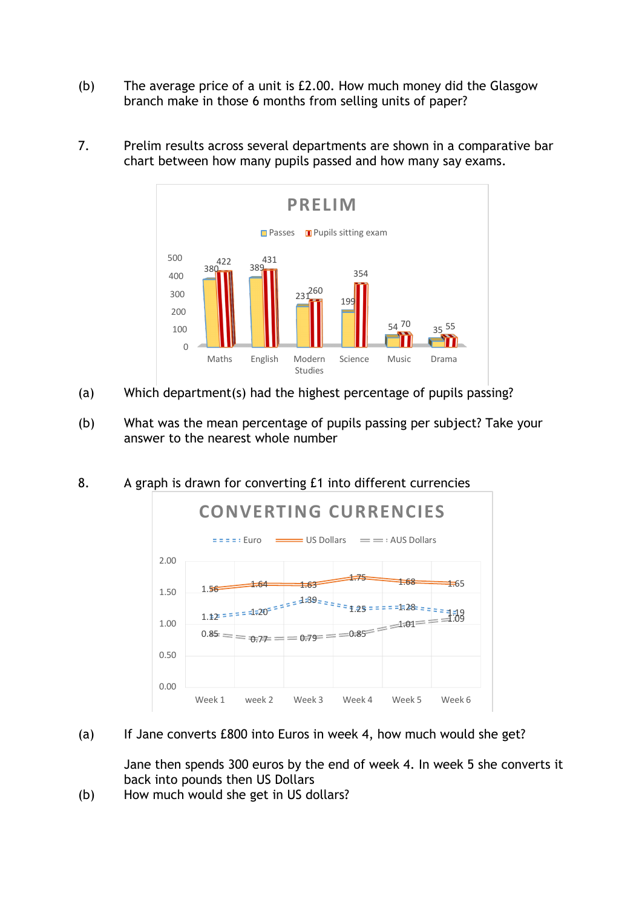(b) The average price of a unit is £2.00. How much money did the Glasgow branch make in those 6 months from selling units of paper?

7. Prelim results across several departments are shown in a comparative bar chart between how many pupils passed and how many say exams.

**PRELIM**

| | Maths | English | Modern Studies | Science | Music | Drama |
|---|---|---|---|---|---|---|
| Passes | 380 | 389 | 231 | 199 | 54 | 35 |
| Pupils sitting exam | 422 | 431 | 260 | 354 | 70 | 55 |

(a) Which department(s) had the highest percentage of pupils passing?

(b) What was the mean percentage of pupils passing per subject? Take your answer to the nearest whole number

8. A graph is drawn for converting £1 into different currencies

**CONVERTING CURRENCIES**

| | Week 1 | week 2 | Week 3 | Week 4 | Week 5 | Week 6 |
|---|---|---|---|---|---|---|
| Euro | 1.12 | 1.20 | 1.39 | 1.25 | 1.28 | 1.19 |
| US Dollars | 1.56 | 1.64 | 1.63 | 1.75 | 1.68 | 1.65 |
| AUS Dollars | 0.85 | 0.77 | 0.79 | 0.85 | 1.01 | 1.09 |

(a) If Jane converts £800 into Euros in week 4, how much would she get?

Jane then spends 300 euros by the end of week 4. In week 5 she converts it back into pounds then US Dollars

(b) How much would she get in US dollars?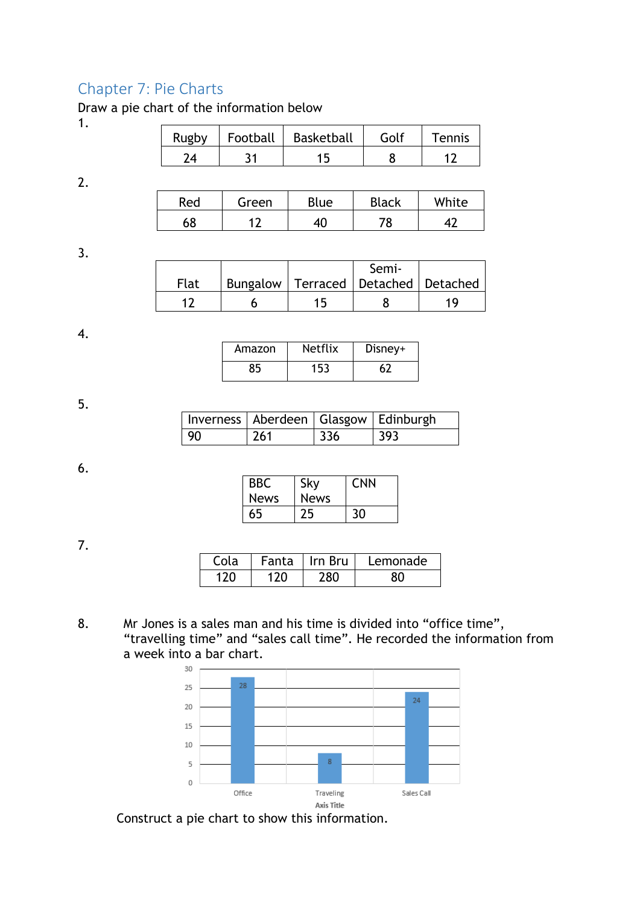## Chapter 7: Pie Charts

Draw a pie chart of the information below

1.

| Rugby | Football | Basketball | Golf | Tennis |
|---|---|---|---|---|
| 24 | 31 | 15 | 8 | 12 |

2.

| Red | Green | Blue | Black | White |
|---|---|---|---|---|
| 68 | 12 | 40 | 78 | 42 |

3.

| Flat | Bungalow | Terraced | Semi-Detached | Detached |
|---|---|---|---|---|
| 12 | 6 | 15 | 8 | 19 |

4.

| Amazon | Netflix | Disney+ |
|---|---|---|
| 85 | 153 | 62 |

5.

| Inverness | Aberdeen | Glasgow | Edinburgh |
|---|---|---|---|
| 90 | 261 | 336 | 393 |

6.

| BBC News | Sky News | CNN |
|---|---|---|
| 65 | 25 | 30 |

7.

| Cola | Fanta | Irn Bru | Lemonade |
|---|---|---|---|
| 120 | 120 | 280 | 80 |

8. Mr Jones is a sales man and his time is divided into "office time", "travelling time" and "sales call time". He recorded the information from a week into a bar chart.

| Office | Traveling | Sales Call |
|---|---|---|
| 28 | 8 | 24 |

Axis Title

Construct a pie chart to show this information.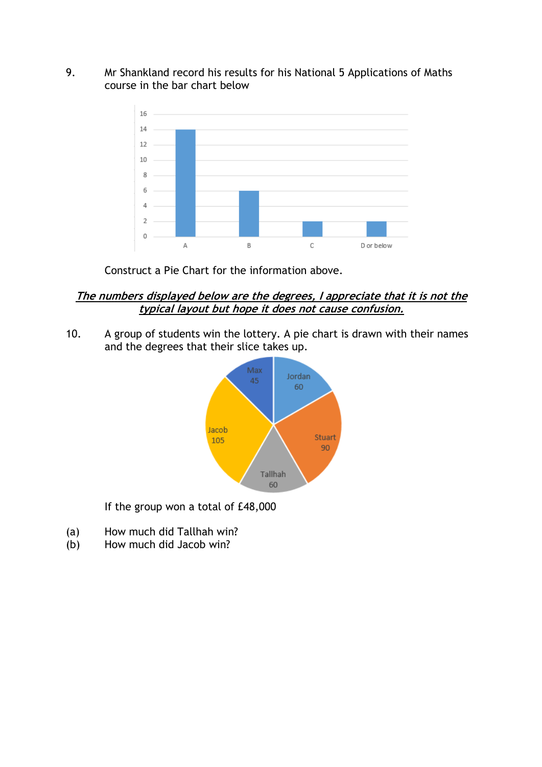9. Mr Shankland record his results for his National 5 Applications of Maths course in the bar chart below

| Grade | Number |
|---|---|
| A | 14 |
| B | 6 |
| C | 2 |
| D or below | 2 |

Construct a Pie Chart for the information above.

***<u>The numbers displayed below are the degrees, I appreciate that it is not the typical layout but hope it does not cause confusion.</u>***

10. A group of students win the lottery. A pie chart is drawn with their names and the degrees that their slice takes up.

| Name | Degrees |
|---|---|
| Max | 45 |
| Jordan | 60 |
| Stuart | 90 |
| Tallhah | 60 |
| Jacob | 105 |

If the group won a total of £48,000

(a) How much did Tallhah win?
(b) How much did Jacob win?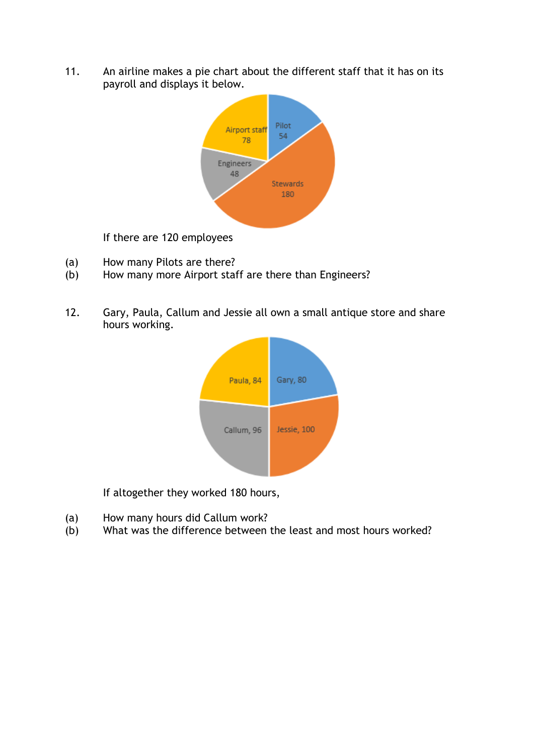11. An airline makes a pie chart about the different staff that it has on its payroll and displays it below.

| Category | Value |
| --- | --- |
| Pilot | 54 |
| Stewards | 180 |
| Engineers | 48 |
| Airport staff | 78 |

If there are 120 employees

(a) How many Pilots are there?
(b) How many more Airport staff are there than Engineers?

12. Gary, Paula, Callum and Jessie all own a small antique store and share hours working.

| Name | Value |
| --- | --- |
| Gary | 80 |
| Jessie | 100 |
| Callum | 96 |
| Paula | 84 |

If altogether they worked 180 hours,

(a) How many hours did Callum work?
(b) What was the difference between the least and most hours worked?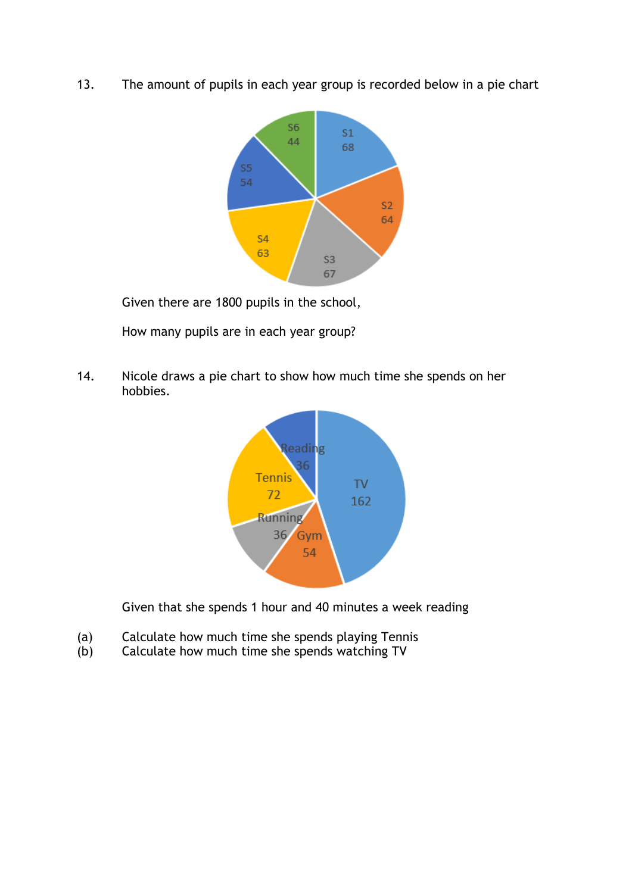13. The amount of pupils in each year group is recorded below in a pie chart

| Year group | Value |
| --- | --- |
| S1 | 68 |
| S2 | 64 |
| S3 | 67 |
| S4 | 63 |
| S5 | 54 |
| S6 | 44 |

Given there are 1800 pupils in the school,

How many pupils are in each year group?

14. Nicole draws a pie chart to show how much time she spends on her hobbies.

| Hobby | Value |
| --- | --- |
| Reading | 36 |
| Tennis | 72 |
| Running | 36 |
| Gym | 54 |
| TV | 162 |

Given that she spends 1 hour and 40 minutes a week reading

(a) Calculate how much time she spends playing Tennis

(b) Calculate how much time she spends watching TV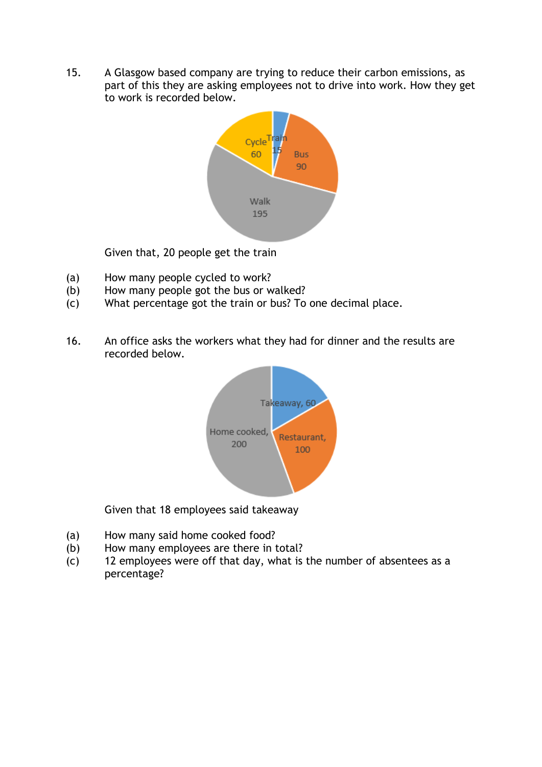15. A Glasgow based company are trying to reduce their carbon emissions, as part of this they are asking employees not to drive into work. How they get to work is recorded below.

Cycle 60, Train 15, Bus 90, Walk 195

Given that, 20 people get the train

(a) How many people cycled to work?
(b) How many people got the bus or walked?
(c) What percentage got the train or bus? To one decimal place.

16. An office asks the workers what they had for dinner and the results are recorded below.

Takeaway, 60; Home cooked, 200; Restaurant, 100

Given that 18 employees said takeaway

(a) How many said home cooked food?
(b) How many employees are there in total?
(c) 12 employees were off that day, what is the number of absentees as a percentage?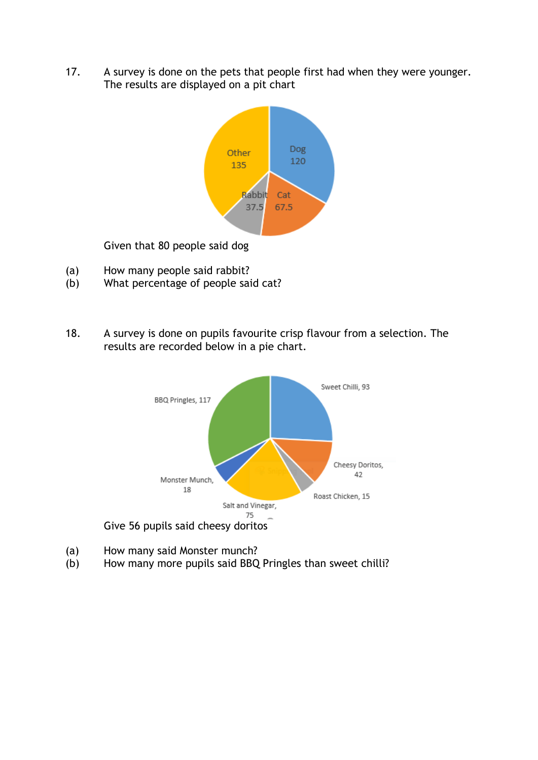17. A survey is done on the pets that people first had when they were younger. The results are displayed on a pit chart

Other 135

Dog 120

Rabbit 37.5

Cat 67.5

Given that 80 people said dog

(a) How many people said rabbit?
(b) What percentage of people said cat?

18. A survey is done on pupils favourite crisp flavour from a selection. The results are recorded below in a pie chart.

BBQ Pringles, 117

Sweet Chilli, 93

Cheesy Doritos, 42

Roast Chicken, 15

Salt and Vinegar, 75

Monster Munch, 18

Give 56 pupils said cheesy doritos

(a) How many said Monster munch?
(b) How many more pupils said BBQ Pringles than sweet chilli?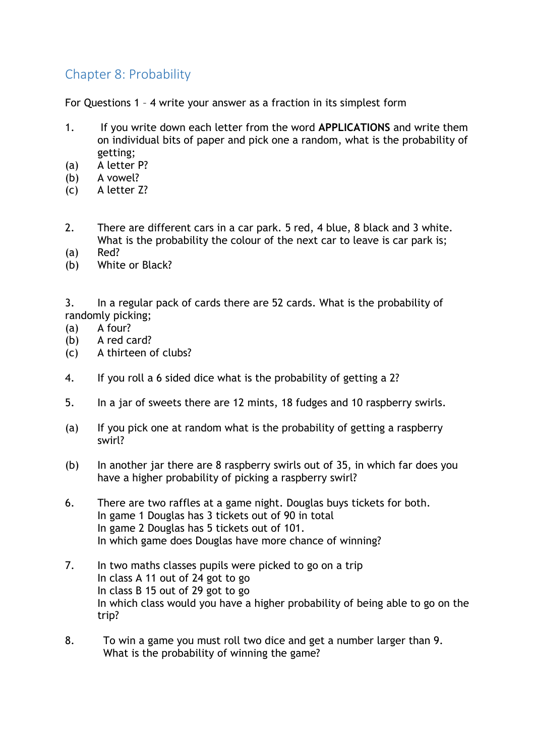## Chapter 8: Probability

For Questions 1 – 4 write your answer as a fraction in its simplest form

1. If you write down each letter from the word **APPLICATIONS** and write them on individual bits of paper and pick one a random, what is the probability of getting;
   (a) A letter P?
   (b) A vowel?
   (c) A letter Z?

2. There are different cars in a car park. 5 red, 4 blue, 8 black and 3 white. What is the probability the colour of the next car to leave is car park is;
   (a) Red?
   (b) White or Black?

3. In a regular pack of cards there are 52 cards. What is the probability of randomly picking;
   (a) A four?
   (b) A red card?
   (c) A thirteen of clubs?

4. If you roll a 6 sided dice what is the probability of getting a 2?

5. In a jar of sweets there are 12 mints, 18 fudges and 10 raspberry swirls.

   (a) If you pick one at random what is the probability of getting a raspberry swirl?

   (b) In another jar there are 8 raspberry swirls out of 35, in which far does you have a higher probability of picking a raspberry swirl?

6. There are two raffles at a game night. Douglas buys tickets for both.
   In game 1 Douglas has 3 tickets out of 90 in total
   In game 2 Douglas has 5 tickets out of 101.
   In which game does Douglas have more chance of winning?

7. In two maths classes pupils were picked to go on a trip
   In class A 11 out of 24 got to go
   In class B 15 out of 29 got to go
   In which class would you have a higher probability of being able to go on the trip?

8. To win a game you must roll two dice and get a number larger than 9.
   What is the probability of winning the game?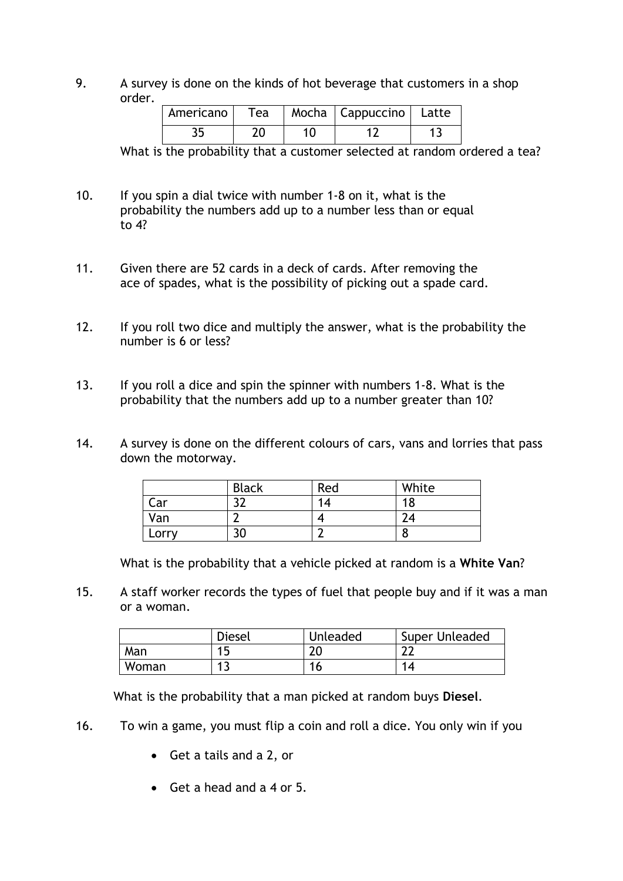9. A survey is done on the kinds of hot beverage that customers in a shop order.

| Americano | Tea | Mocha | Cappuccino | Latte |
| --- | --- | --- | --- | --- |
| 35 | 20 | 10 | 12 | 13 |

What is the probability that a customer selected at random ordered a tea?

10. If you spin a dial twice with number 1-8 on it, what is the probability the numbers add up to a number less than or equal to 4?

11. Given there are 52 cards in a deck of cards. After removing the ace of spades, what is the possibility of picking out a spade card.

12. If you roll two dice and multiply the answer, what is the probability the number is 6 or less?

13. If you roll a dice and spin the spinner with numbers 1-8. What is the probability that the numbers add up to a number greater than 10?

14. A survey is done on the different colours of cars, vans and lorries that pass down the motorway.

| | Black | Red | White |
| --- | --- | --- | --- |
| Car | 32 | 14 | 18 |
| Van | 2 | 4 | 24 |
| Lorry | 30 | 2 | 8 |

What is the probability that a vehicle picked at random is a **White Van**?

15. A staff worker records the types of fuel that people buy and if it was a man or a woman.

| | Diesel | Unleaded | Super Unleaded |
| --- | --- | --- | --- |
| Man | 15 | 20 | 22 |
| Woman | 13 | 16 | 14 |

What is the probability that a man picked at random buys **Diesel**.

16. To win a game, you must flip a coin and roll a dice. You only win if you

- Get a tails and a 2, or
- Get a head and a 4 or 5.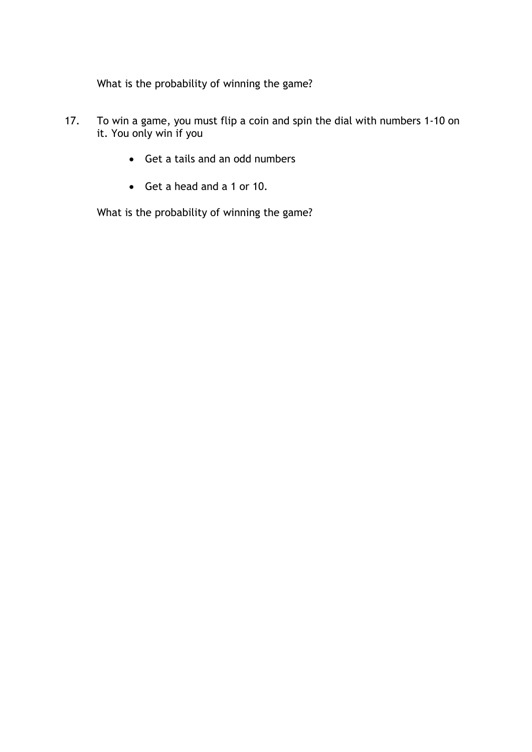What is the probability of winning the game?

17. To win a game, you must flip a coin and spin the dial with numbers 1-10 on it. You only win if you

    - Get a tails and an odd numbers
    - Get a head and a 1 or 10.

    What is the probability of winning the game?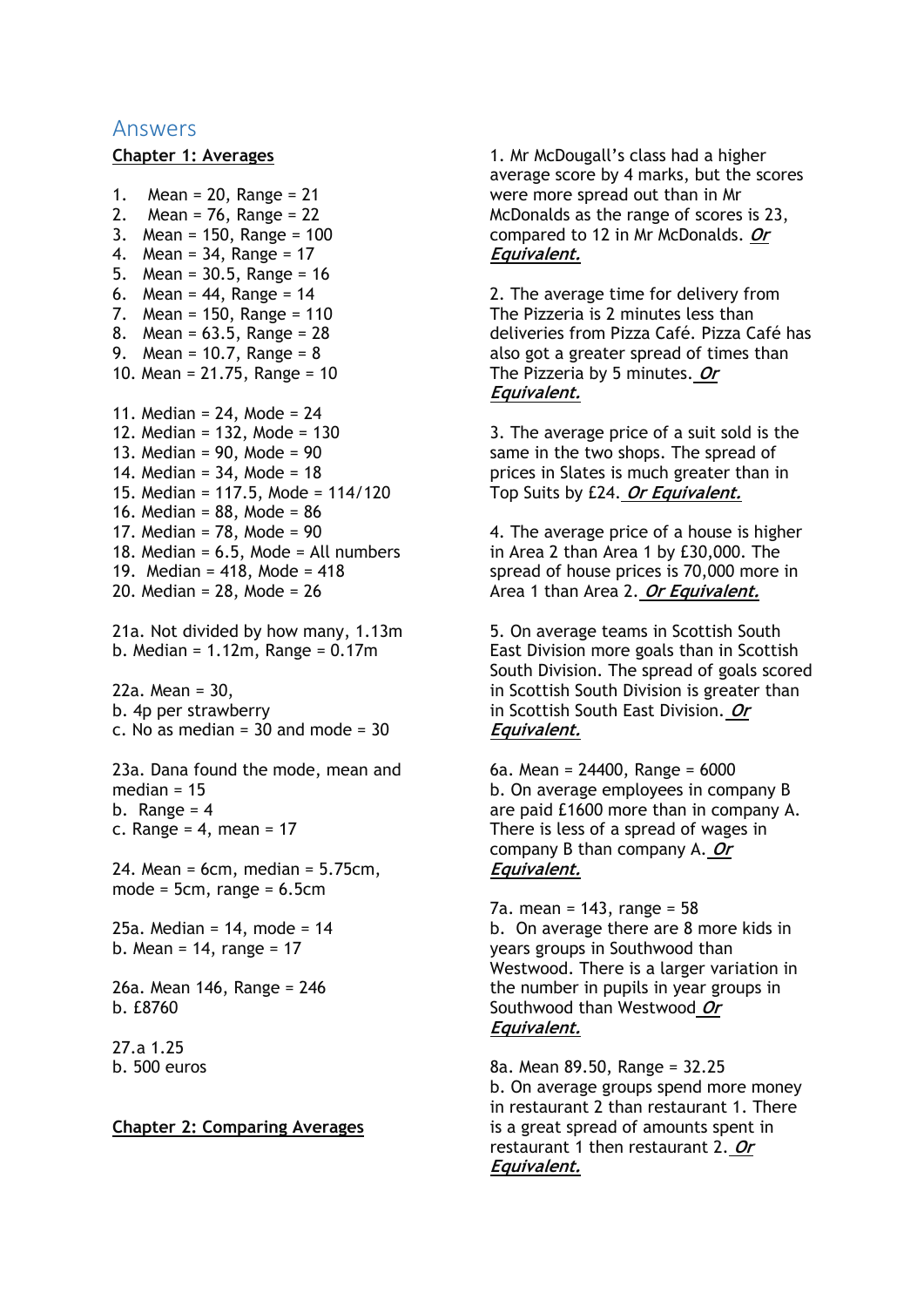# Answers

**Chapter 1: Averages**

1. Mean = 20, Range = 21
2. Mean = 76, Range = 22
3. Mean = 150, Range = 100
4. Mean = 34, Range = 17
5. Mean = 30.5, Range = 16
6. Mean = 44, Range = 14
7. Mean = 150, Range = 110
8. Mean = 63.5, Range = 28
9. Mean = 10.7, Range = 8
10. Mean = 21.75, Range = 10

11. Median = 24, Mode = 24
12. Median = 132, Mode = 130
13. Median = 90, Mode = 90
14. Median = 34, Mode = 18
15. Median = 117.5, Mode = 114/120
16. Median = 88, Mode = 86
17. Median = 78, Mode = 90
18. Median = 6.5, Mode = All numbers
19. Median = 418, Mode = 418
20. Median = 28, Mode = 26

21a. Not divided by how many, 1.13m
b. Median = 1.12m, Range = 0.17m

22a. Mean = 30,
b. 4p per strawberry
c. No as median = 30 and mode = 30

23a. Dana found the mode, mean and median = 15
b. Range = 4
c. Range = 4, mean = 17

24. Mean = 6cm, median = 5.75cm, mode = 5cm, range = 6.5cm

25a. Median = 14, mode = 14
b. Mean = 14, range = 17

26a. Mean 146, Range = 246
b. £8760

27.a 1.25
b. 500 euros

**Chapter 2: Comparing Averages**

1. Mr McDougall's class had a higher average score by 4 marks, but the scores were more spread out than in Mr McDonalds as the range of scores is 23, compared to 12 in Mr McDonalds. ***Or Equivalent.***

2. The average time for delivery from The Pizzeria is 2 minutes less than deliveries from Pizza Café. Pizza Café has also got a greater spread of times than The Pizzeria by 5 minutes. ***Or Equivalent.***

3. The average price of a suit sold is the same in the two shops. The spread of prices in Slates is much greater than in Top Suits by £24. ***Or Equivalent.***

4. The average price of a house is higher in Area 2 than Area 1 by £30,000. The spread of house prices is 70,000 more in Area 1 than Area 2. ***Or Equivalent.***

5. On average teams in Scottish South East Division more goals than in Scottish South Division. The spread of goals scored in Scottish South Division is greater than in Scottish South East Division. ***Or Equivalent.***

6a. Mean = 24400, Range = 6000
b. On average employees in company B are paid £1600 more than in company A. There is less of a spread of wages in company B than company A. ***Or Equivalent.***

7a. mean = 143, range = 58
b. On average there are 8 more kids in years groups in Southwood than Westwood. There is a larger variation in the number in pupils in year groups in Southwood than Westwood ***Or Equivalent.***

8a. Mean 89.50, Range = 32.25
b. On average groups spend more money in restaurant 2 than restaurant 1. There is a great spread of amounts spent in restaurant 1 then restaurant 2. ***Or Equivalent.***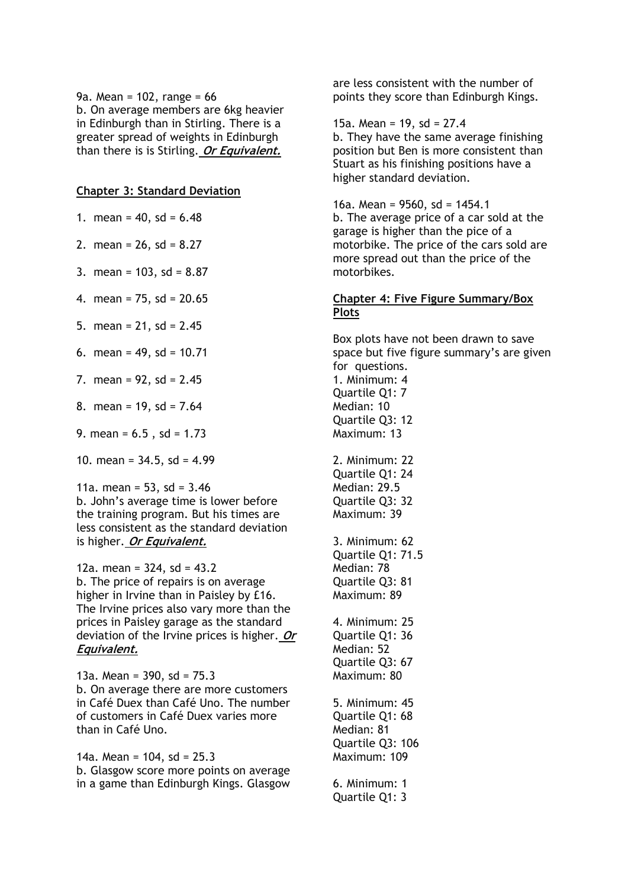9a. Mean = 102, range = 66
b. On average members are 6kg heavier in Edinburgh than in Stirling. There is a greater spread of weights in Edinburgh than there is is Stirling. ***Or Equivalent.***

## Chapter 3: Standard Deviation

1. mean = 40, sd = 6.48

2. mean = 26, sd = 8.27

3. mean = 103, sd = 8.87

4. mean = 75, sd = 20.65

5. mean = 21, sd = 2.45

6. mean = 49, sd = 10.71

7. mean = 92, sd = 2.45

8. mean = 19, sd = 7.64

9. mean = 6.5 , sd = 1.73

10. mean = 34.5, sd = 4.99

11a. mean = 53, sd = 3.46
b. John's average time is lower before the training program. But his times are less consistent as the standard deviation is higher. ***Or Equivalent.***

12a. mean = 324, sd = 43.2
b. The price of repairs is on average higher in Irvine than in Paisley by £16. The Irvine prices also vary more than the prices in Paisley garage as the standard deviation of the Irvine prices is higher. ***Or Equivalent.***

13a. Mean = 390, sd = 75.3
b. On average there are more customers in Café Duex than Café Uno. The number of customers in Café Duex varies more than in Café Uno.

14a. Mean = 104, sd = 25.3
b. Glasgow score more points on average in a game than Edinburgh Kings. Glasgow are less consistent with the number of points they score than Edinburgh Kings.

15a. Mean = 19, sd = 27.4
b. They have the same average finishing position but Ben is more consistent than Stuart as his finishing positions have a higher standard deviation.

16a. Mean = 9560, sd = 1454.1
b. The average price of a car sold at the garage is higher than the pice of a motorbike. The price of the cars sold are more spread out than the price of the motorbikes.

## Chapter 4: Five Figure Summary/Box Plots

Box plots have not been drawn to save space but five figure summary's are given for questions.

1. Minimum: 4
Quartile Q1: 7
Median: 10
Quartile Q3: 12
Maximum: 13

2. Minimum: 22
Quartile Q1: 24
Median: 29.5
Quartile Q3: 32
Maximum: 39

3. Minimum: 62
Quartile Q1: 71.5
Median: 78
Quartile Q3: 81
Maximum: 89

4. Minimum: 25
Quartile Q1: 36
Median: 52
Quartile Q3: 67
Maximum: 80

5. Minimum: 45
Quartile Q1: 68
Median: 81
Quartile Q3: 106
Maximum: 109

6. Minimum: 1
Quartile Q1: 3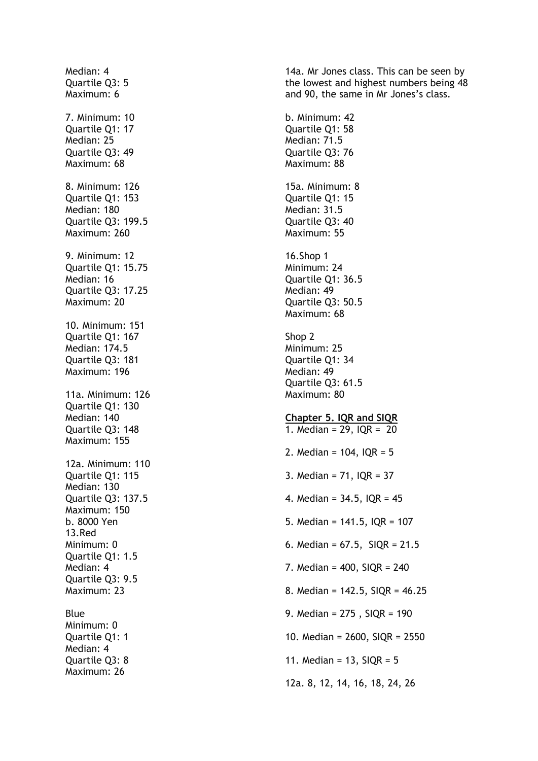Median: 4
Quartile Q3: 5
Maximum: 6

7. Minimum: 10
Quartile Q1: 17
Median: 25
Quartile Q3: 49
Maximum: 68

8. Minimum: 126
Quartile Q1: 153
Median: 180
Quartile Q3: 199.5
Maximum: 260

9. Minimum: 12
Quartile Q1: 15.75
Median: 16
Quartile Q3: 17.25
Maximum: 20

10. Minimum: 151
Quartile Q1: 167
Median: 174.5
Quartile Q3: 181
Maximum: 196

11a. Minimum: 126
Quartile Q1: 130
Median: 140
Quartile Q3: 148
Maximum: 155

12a. Minimum: 110
Quartile Q1: 115
Median: 130
Quartile Q3: 137.5
Maximum: 150
b. 8000 Yen
13.Red
Minimum: 0
Quartile Q1: 1.5
Median: 4
Quartile Q3: 9.5
Maximum: 23

Blue
Minimum: 0
Quartile Q1: 1
Median: 4
Quartile Q3: 8
Maximum: 26

14a. Mr Jones class. This can be seen by the lowest and highest numbers being 48 and 90, the same in Mr Jones's class.

b. Minimum: 42
Quartile Q1: 58
Median: 71.5
Quartile Q3: 76
Maximum: 88

15a. Minimum: 8
Quartile Q1: 15
Median: 31.5
Quartile Q3: 40
Maximum: 55

16.Shop 1
Minimum: 24
Quartile Q1: 36.5
Median: 49
Quartile Q3: 50.5
Maximum: 68

Shop 2
Minimum: 25
Quartile Q1: 34
Median: 49
Quartile Q3: 61.5
Maximum: 80

## Chapter 5. IQR and SIQR

1. Median = 29, IQR = 20

2. Median = 104, IQR = 5

3. Median = 71, IQR = 37

4. Median = 34.5, IQR = 45

5. Median = 141.5, IQR = 107

6. Median = 67.5, SIQR = 21.5

7. Median = 400, SIQR = 240

8. Median = 142.5, SIQR = 46.25

9. Median = 275 , SIQR = 190

10. Median = 2600, SIQR = 2550

11. Median = 13, SIQR = 5

12a. 8, 12, 14, 16, 18, 24, 26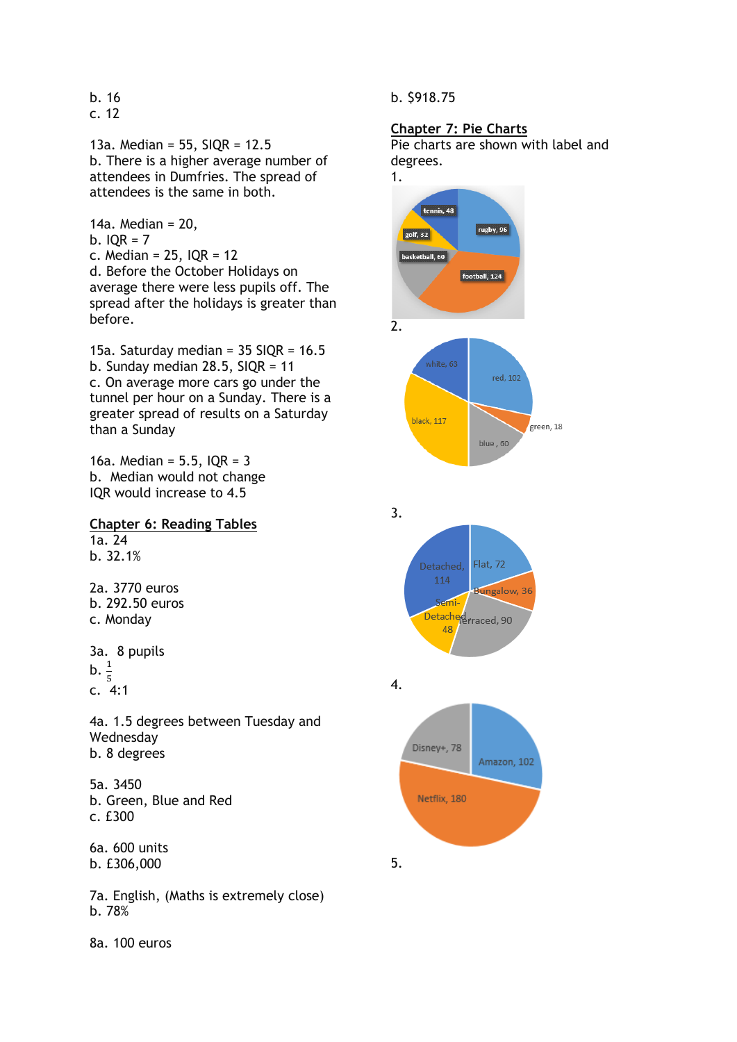b. 16
c. 12

13a. Median = 55, SIQR = 12.5
b. There is a higher average number of attendees in Dumfries. The spread of attendees is the same in both.

14a. Median = 20,
b. IQR = 7
c. Median = 25, IQR = 12
d. Before the October Holidays on average there were less pupils off. The spread after the holidays is greater than before.

15a. Saturday median = 35 SIQR = 16.5
b. Sunday median 28.5, SIQR = 11
c. On average more cars go under the tunnel per hour on a Sunday. There is a greater spread of results on a Saturday than a Sunday

16a. Median = 5.5, IQR = 3
b. Median would not change
IQR would increase to 4.5

## Chapter 6: Reading Tables

1a. 24
b. 32.1%

2a. 3770 euros
b. 292.50 euros
c. Monday

3a. 8 pupils
b. $\frac{1}{5}$
c. 4:1

4a. 1.5 degrees between Tuesday and Wednesday
b. 8 degrees

5a. 3450
b. Green, Blue and Red
c. £300

6a. 600 units
b. £306,000

7a. English, (Maths is extremely close)
b. 78%

8a. 100 euros

b. $918.75

## Chapter 7: Pie Charts

Pie charts are shown with label and degrees.

1.

tennis, 48; rugby, 96; golf, 32; basketball, 60; football, 124

2.

white, 63; red, 102; green, 18; blue, 60; black, 117

3.

Detached, 114; Flat, 72; Bungalow, 36; Terraced, 90; Semi-Detached 48

4.

Disney+, 78; Amazon, 102; Netflix, 180

5.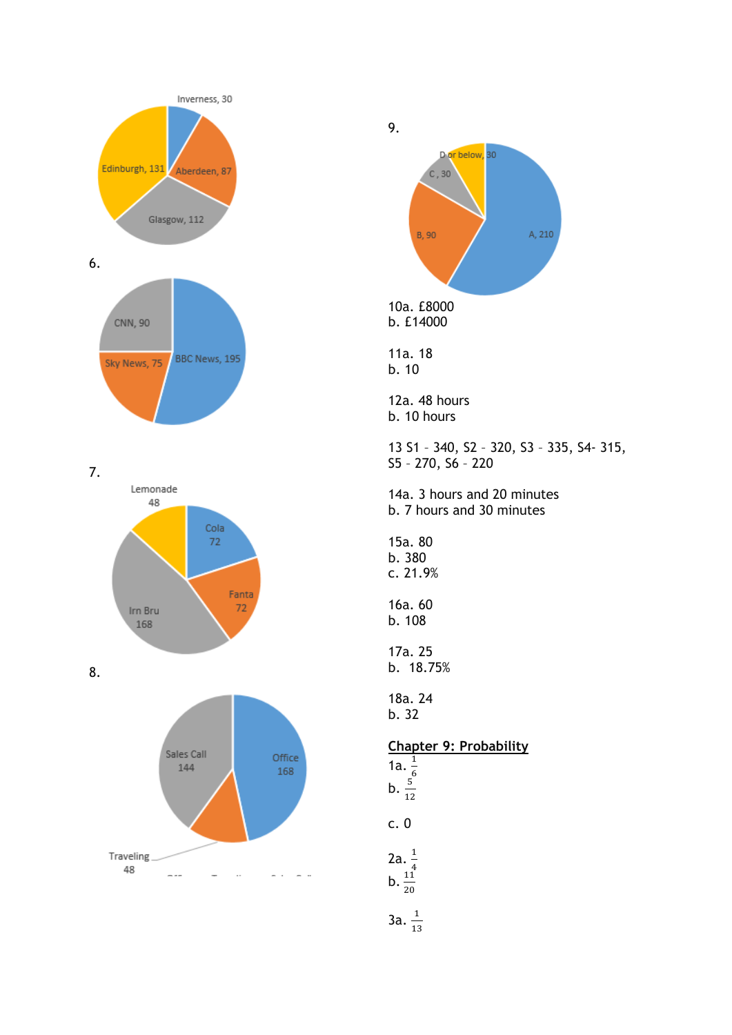Inverness, 30
Edinburgh, 131
Aberdeen, 87
Glasgow, 112

6.

CNN, 90
Sky News, 75
BBC News, 195

7.

Lemonade 48
Cola 72
Fanta 72
Irn Bru 168

8.

Sales Call 144
Office 168
Traveling 48

9.

D or below, 30
C, 30
B, 90
A, 210

10a. £8000
b. £14000

11a. 18
b. 10

12a. 48 hours
b. 10 hours

13 S1 – 340, S2 – 320, S3 – 335, S4- 315, S5 – 270, S6 – 220

14a. 3 hours and 20 minutes
b. 7 hours and 30 minutes

15a. 80
b. 380
c. 21.9%

16a. 60
b. 108

17a. 25
b. 18.75%

18a. 24
b. 32

## Chapter 9: Probability

1a. $\frac{1}{6}$
b. $\frac{5}{12}$

c. 0

2a. $\frac{1}{4}$
b. $\frac{11}{20}$

3a. $\frac{1}{13}$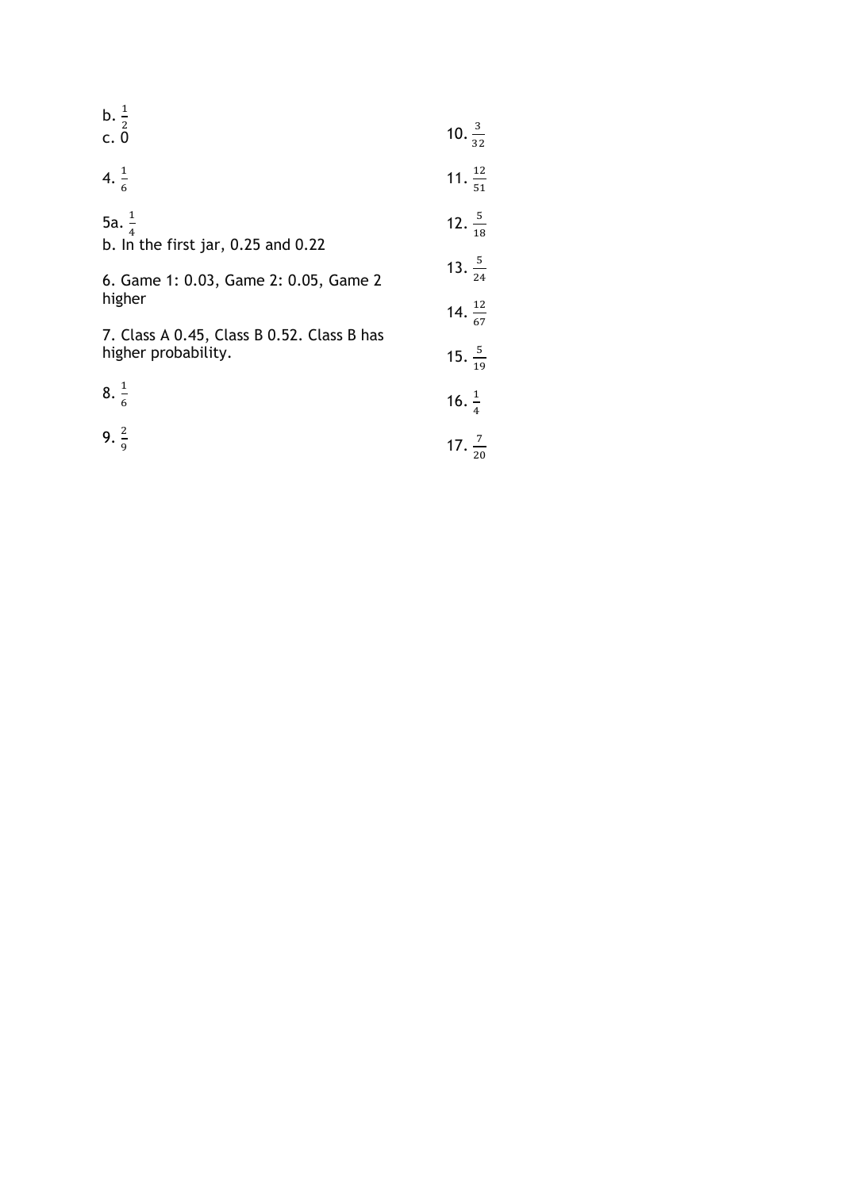b. $\frac{1}{2}$

c. 0

4. $\frac{1}{6}$

5a. $\frac{1}{4}$

b. In the first jar, 0.25 and 0.22

6. Game 1: 0.03, Game 2: 0.05, Game 2 higher

7. Class A 0.45, Class B 0.52. Class B has higher probability.

8. $\frac{1}{6}$

9. $\frac{2}{9}$

10. $\frac{3}{32}$

11. $\frac{12}{51}$

12. $\frac{5}{18}$

13. $\frac{5}{24}$

14. $\frac{12}{67}$

15. $\frac{5}{19}$

16. $\frac{1}{4}$

17. $\frac{7}{20}$